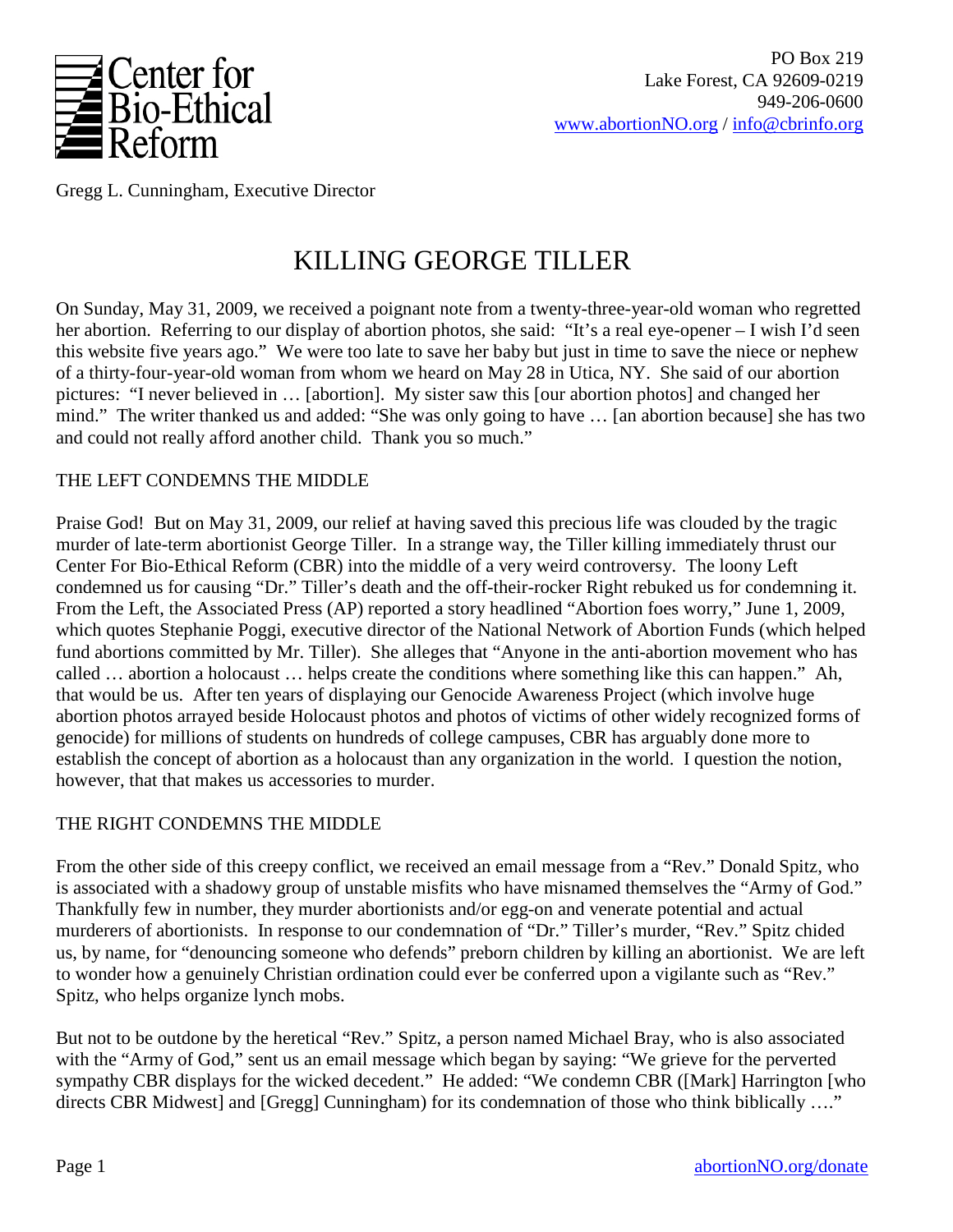Center for Bio-Ethical Reform

PO Box 219
Lake Forest, CA 92609-0219
949-206-0600
www.abortionNO.org / info@cbrinfo.org

Gregg L. Cunningham, Executive Director

# KILLING GEORGE TILLER

On Sunday, May 31, 2009, we received a poignant note from a twenty-three-year-old woman who regretted her abortion. Referring to our display of abortion photos, she said: "It's a real eye-opener – I wish I'd seen this website five years ago." We were too late to save her baby but just in time to save the niece or nephew of a thirty-four-year-old woman from whom we heard on May 28 in Utica, NY. She said of our abortion pictures: "I never believed in … [abortion]. My sister saw this [our abortion photos] and changed her mind." The writer thanked us and added: "She was only going to have … [an abortion because] she has two and could not really afford another child. Thank you so much."

## THE LEFT CONDEMNS THE MIDDLE

Praise God! But on May 31, 2009, our relief at having saved this precious life was clouded by the tragic murder of late-term abortionist George Tiller. In a strange way, the Tiller killing immediately thrust our Center For Bio-Ethical Reform (CBR) into the middle of a very weird controversy. The loony Left condemned us for causing "Dr." Tiller's death and the off-their-rocker Right rebuked us for condemning it. From the Left, the Associated Press (AP) reported a story headlined "Abortion foes worry," June 1, 2009, which quotes Stephanie Poggi, executive director of the National Network of Abortion Funds (which helped fund abortions committed by Mr. Tiller). She alleges that "Anyone in the anti-abortion movement who has called … abortion a holocaust … helps create the conditions where something like this can happen." Ah, that would be us. After ten years of displaying our Genocide Awareness Project (which involve huge abortion photos arrayed beside Holocaust photos and photos of victims of other widely recognized forms of genocide) for millions of students on hundreds of college campuses, CBR has arguably done more to establish the concept of abortion as a holocaust than any organization in the world. I question the notion, however, that that makes us accessories to murder.

## THE RIGHT CONDEMNS THE MIDDLE

From the other side of this creepy conflict, we received an email message from a "Rev." Donald Spitz, who is associated with a shadowy group of unstable misfits who have misnamed themselves the "Army of God." Thankfully few in number, they murder abortionists and/or egg-on and venerate potential and actual murderers of abortionists. In response to our condemnation of "Dr." Tiller's murder, "Rev." Spitz chided us, by name, for "denouncing someone who defends" preborn children by killing an abortionist. We are left to wonder how a genuinely Christian ordination could ever be conferred upon a vigilante such as "Rev." Spitz, who helps organize lynch mobs.

But not to be outdone by the heretical "Rev." Spitz, a person named Michael Bray, who is also associated with the "Army of God," sent us an email message which began by saying: "We grieve for the perverted sympathy CBR displays for the wicked decedent." He added: "We condemn CBR ([Mark] Harrington [who directs CBR Midwest] and [Gregg] Cunningham) for its condemnation of those who think biblically …."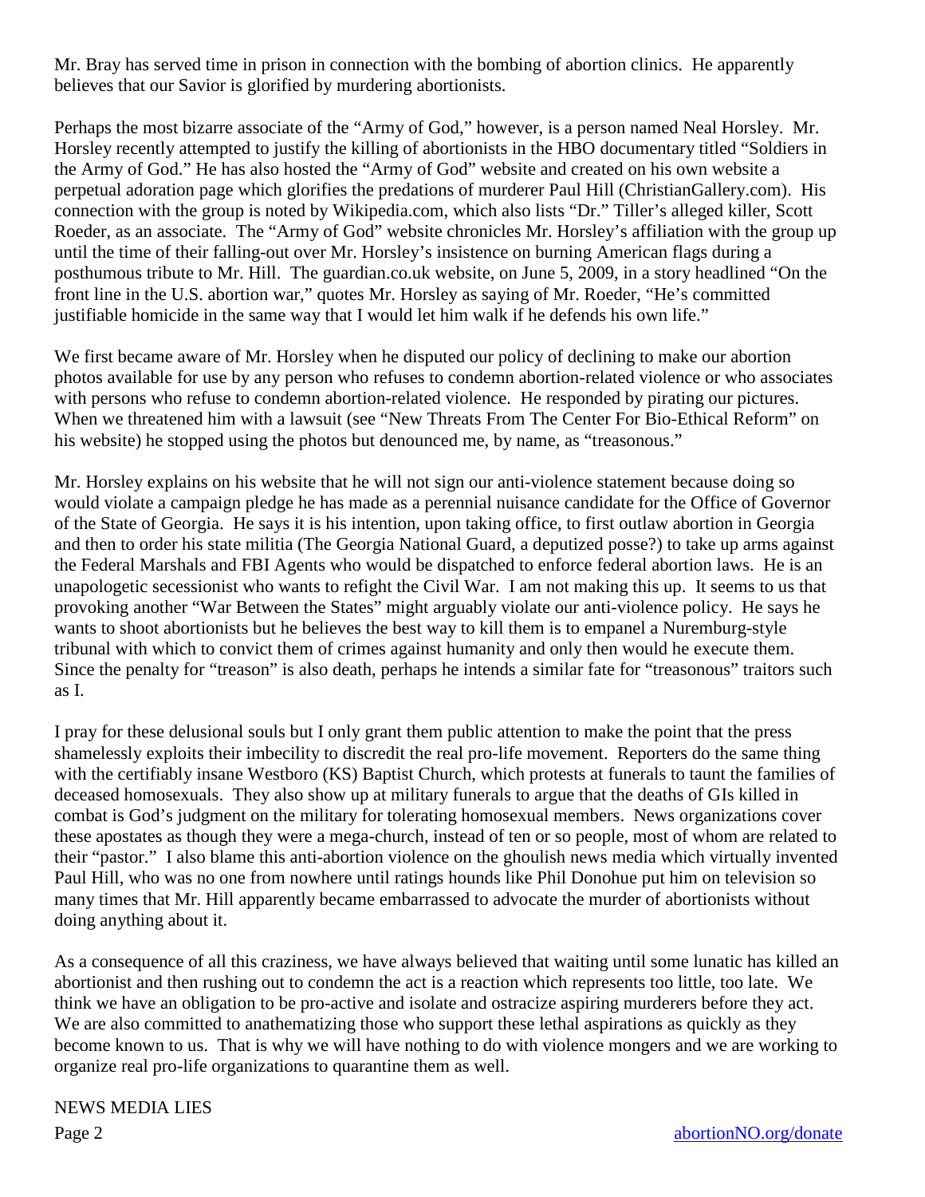Mr. Bray has served time in prison in connection with the bombing of abortion clinics. He apparently believes that our Savior is glorified by murdering abortionists.

Perhaps the most bizarre associate of the "Army of God," however, is a person named Neal Horsley. Mr. Horsley recently attempted to justify the killing of abortionists in the HBO documentary titled "Soldiers in the Army of God." He has also hosted the "Army of God" website and created on his own website a perpetual adoration page which glorifies the predations of murderer Paul Hill (ChristianGallery.com). His connection with the group is noted by Wikipedia.com, which also lists "Dr." Tiller's alleged killer, Scott Roeder, as an associate. The "Army of God" website chronicles Mr. Horsley's affiliation with the group up until the time of their falling-out over Mr. Horsley's insistence on burning American flags during a posthumous tribute to Mr. Hill. The guardian.co.uk website, on June 5, 2009, in a story headlined "On the front line in the U.S. abortion war," quotes Mr. Horsley as saying of Mr. Roeder, "He's committed justifiable homicide in the same way that I would let him walk if he defends his own life."

We first became aware of Mr. Horsley when he disputed our policy of declining to make our abortion photos available for use by any person who refuses to condemn abortion-related violence or who associates with persons who refuse to condemn abortion-related violence. He responded by pirating our pictures. When we threatened him with a lawsuit (see "New Threats From The Center For Bio-Ethical Reform" on his website) he stopped using the photos but denounced me, by name, as "treasonous."

Mr. Horsley explains on his website that he will not sign our anti-violence statement because doing so would violate a campaign pledge he has made as a perennial nuisance candidate for the Office of Governor of the State of Georgia. He says it is his intention, upon taking office, to first outlaw abortion in Georgia and then to order his state militia (The Georgia National Guard, a deputized posse?) to take up arms against the Federal Marshals and FBI Agents who would be dispatched to enforce federal abortion laws. He is an unapologetic secessionist who wants to refight the Civil War. I am not making this up. It seems to us that provoking another "War Between the States" might arguably violate our anti-violence policy. He says he wants to shoot abortionists but he believes the best way to kill them is to empanel a Nuremburg-style tribunal with which to convict them of crimes against humanity and only then would he execute them. Since the penalty for "treason" is also death, perhaps he intends a similar fate for "treasonous" traitors such as I.

I pray for these delusional souls but I only grant them public attention to make the point that the press shamelessly exploits their imbecility to discredit the real pro-life movement. Reporters do the same thing with the certifiably insane Westboro (KS) Baptist Church, which protests at funerals to taunt the families of deceased homosexuals. They also show up at military funerals to argue that the deaths of GIs killed in combat is God's judgment on the military for tolerating homosexual members. News organizations cover these apostates as though they were a mega-church, instead of ten or so people, most of whom are related to their "pastor." I also blame this anti-abortion violence on the ghoulish news media which virtually invented Paul Hill, who was no one from nowhere until ratings hounds like Phil Donohue put him on television so many times that Mr. Hill apparently became embarrassed to advocate the murder of abortionists without doing anything about it.

As a consequence of all this craziness, we have always believed that waiting until some lunatic has killed an abortionist and then rushing out to condemn the act is a reaction which represents too little, too late. We think we have an obligation to be pro-active and isolate and ostracize aspiring murderers before they act. We are also committed to anathematizing those who support these lethal aspirations as quickly as they become known to us. That is why we will have nothing to do with violence mongers and we are working to organize real pro-life organizations to quarantine them as well.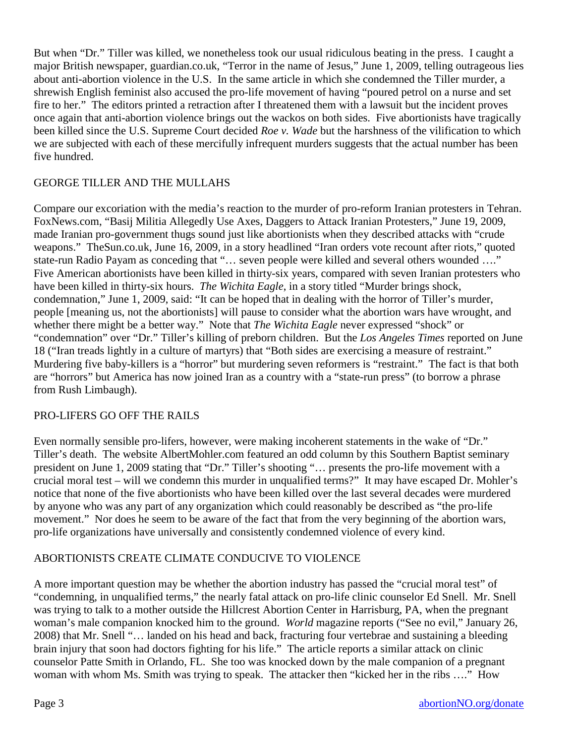But when "Dr." Tiller was killed, we nonetheless took our usual ridiculous beating in the press. I caught a major British newspaper, guardian.co.uk, "Terror in the name of Jesus," June 1, 2009, telling outrageous lies about anti-abortion violence in the U.S. In the same article in which she condemned the Tiller murder, a shrewish English feminist also accused the pro-life movement of having "poured petrol on a nurse and set fire to her." The editors printed a retraction after I threatened them with a lawsuit but the incident proves once again that anti-abortion violence brings out the wackos on both sides. Five abortionists have tragically been killed since the U.S. Supreme Court decided *Roe v. Wade* but the harshness of the vilification to which we are subjected with each of these mercifully infrequent murders suggests that the actual number has been five hundred.

## GEORGE TILLER AND THE MULLAHS

Compare our excoriation with the media's reaction to the murder of pro-reform Iranian protesters in Tehran. FoxNews.com, "Basij Militia Allegedly Use Axes, Daggers to Attack Iranian Protesters," June 19, 2009, made Iranian pro-government thugs sound just like abortionists when they described attacks with "crude weapons." TheSun.co.uk, June 16, 2009, in a story headlined "Iran orders vote recount after riots," quoted state-run Radio Payam as conceding that "… seven people were killed and several others wounded …." Five American abortionists have been killed in thirty-six years, compared with seven Iranian protesters who have been killed in thirty-six hours. *The Wichita Eagle*, in a story titled "Murder brings shock, condemnation," June 1, 2009, said: "It can be hoped that in dealing with the horror of Tiller's murder, people [meaning us, not the abortionists] will pause to consider what the abortion wars have wrought, and whether there might be a better way." Note that *The Wichita Eagle* never expressed "shock" or "condemnation" over "Dr." Tiller's killing of preborn children. But the *Los Angeles Times* reported on June 18 ("Iran treads lightly in a culture of martyrs) that "Both sides are exercising a measure of restraint." Murdering five baby-killers is a "horror" but murdering seven reformers is "restraint." The fact is that both are "horrors" but America has now joined Iran as a country with a "state-run press" (to borrow a phrase from Rush Limbaugh).

## PRO-LIFERS GO OFF THE RAILS

Even normally sensible pro-lifers, however, were making incoherent statements in the wake of "Dr." Tiller's death. The website AlbertMohler.com featured an odd column by this Southern Baptist seminary president on June 1, 2009 stating that "Dr." Tiller's shooting "… presents the pro-life movement with a crucial moral test – will we condemn this murder in unqualified terms?" It may have escaped Dr. Mohler's notice that none of the five abortionists who have been killed over the last several decades were murdered by anyone who was any part of any organization which could reasonably be described as "the pro-life movement." Nor does he seem to be aware of the fact that from the very beginning of the abortion wars, pro-life organizations have universally and consistently condemned violence of every kind.

## ABORTIONISTS CREATE CLIMATE CONDUCIVE TO VIOLENCE

A more important question may be whether the abortion industry has passed the "crucial moral test" of "condemning, in unqualified terms," the nearly fatal attack on pro-life clinic counselor Ed Snell. Mr. Snell was trying to talk to a mother outside the Hillcrest Abortion Center in Harrisburg, PA, when the pregnant woman's male companion knocked him to the ground. *World* magazine reports ("See no evil," January 26, 2008) that Mr. Snell "… landed on his head and back, fracturing four vertebrae and sustaining a bleeding brain injury that soon had doctors fighting for his life." The article reports a similar attack on clinic counselor Patte Smith in Orlando, FL. She too was knocked down by the male companion of a pregnant woman with whom Ms. Smith was trying to speak. The attacker then "kicked her in the ribs …." How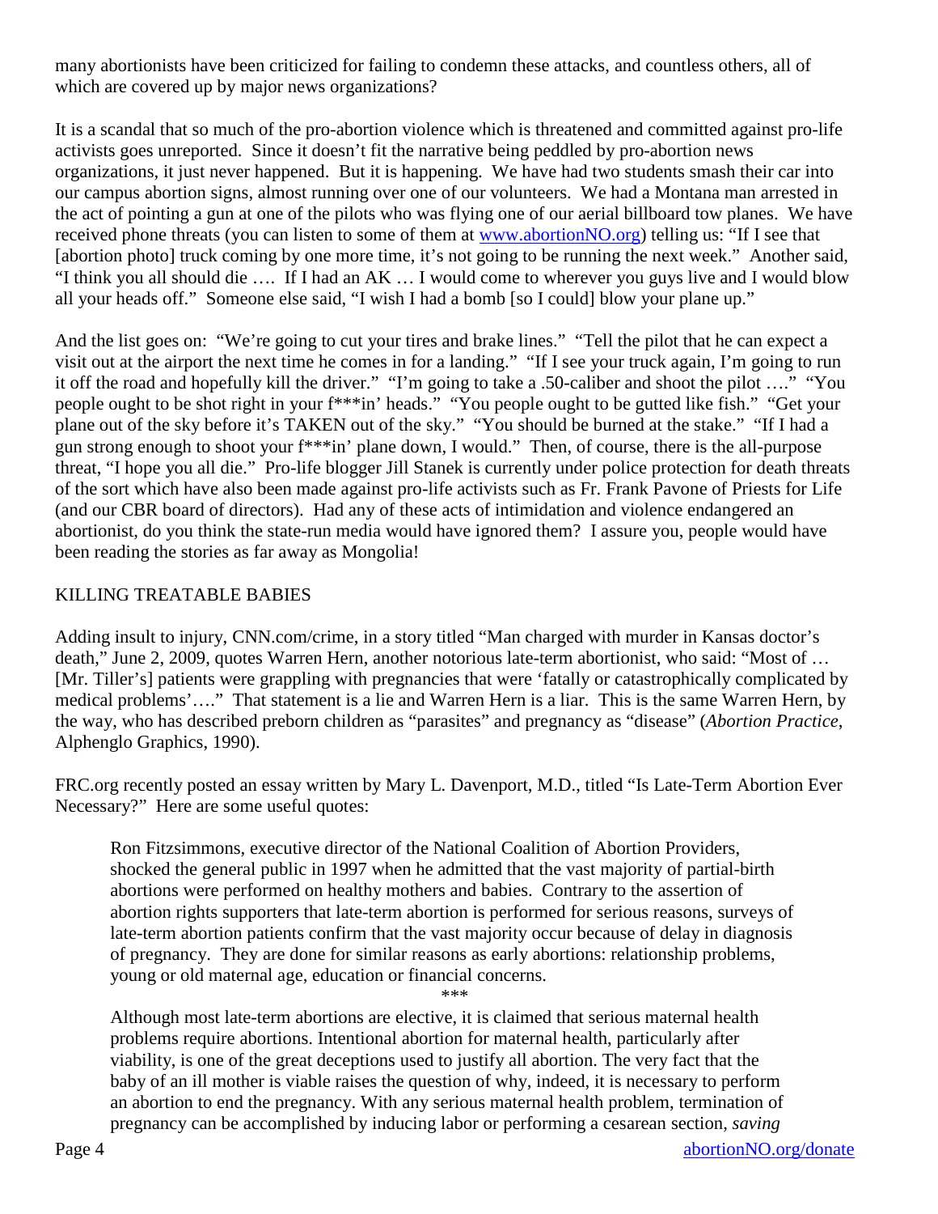many abortionists have been criticized for failing to condemn these attacks, and countless others, all of which are covered up by major news organizations?

It is a scandal that so much of the pro-abortion violence which is threatened and committed against pro-life activists goes unreported. Since it doesn't fit the narrative being peddled by pro-abortion news organizations, it just never happened. But it is happening. We have had two students smash their car into our campus abortion signs, almost running over one of our volunteers. We had a Montana man arrested in the act of pointing a gun at one of the pilots who was flying one of our aerial billboard tow planes. We have received phone threats (you can listen to some of them at [www.abortionNO.org](http://www.abortionNO.org)) telling us: "If I see that [abortion photo] truck coming by one more time, it's not going to be running the next week." Another said, "I think you all should die …. If I had an AK … I would come to wherever you guys live and I would blow all your heads off." Someone else said, "I wish I had a bomb [so I could] blow your plane up."

And the list goes on: "We're going to cut your tires and brake lines." "Tell the pilot that he can expect a visit out at the airport the next time he comes in for a landing." "If I see your truck again, I'm going to run it off the road and hopefully kill the driver." "I'm going to take a .50-caliber and shoot the pilot …." "You people ought to be shot right in your f***in' heads." "You people ought to be gutted like fish." "Get your plane out of the sky before it's TAKEN out of the sky." "You should be burned at the stake." "If I had a gun strong enough to shoot your f***in' plane down, I would." Then, of course, there is the all-purpose threat, "I hope you all die." Pro-life blogger Jill Stanek is currently under police protection for death threats of the sort which have also been made against pro-life activists such as Fr. Frank Pavone of Priests for Life (and our CBR board of directors). Had any of these acts of intimidation and violence endangered an abortionist, do you think the state-run media would have ignored them? I assure you, people would have been reading the stories as far away as Mongolia!

## KILLING TREATABLE BABIES

Adding insult to injury, CNN.com/crime, in a story titled "Man charged with murder in Kansas doctor's death," June 2, 2009, quotes Warren Hern, another notorious late-term abortionist, who said: "Most of … [Mr. Tiller's] patients were grappling with pregnancies that were 'fatally or catastrophically complicated by medical problems'…." That statement is a lie and Warren Hern is a liar. This is the same Warren Hern, by the way, who has described preborn children as "parasites" and pregnancy as "disease" (*Abortion Practice*, Alphenglo Graphics, 1990).

FRC.org recently posted an essay written by Mary L. Davenport, M.D., titled "Is Late-Term Abortion Ever Necessary?" Here are some useful quotes:

> Ron Fitzsimmons, executive director of the National Coalition of Abortion Providers, shocked the general public in 1997 when he admitted that the vast majority of partial-birth abortions were performed on healthy mothers and babies. Contrary to the assertion of abortion rights supporters that late-term abortion is performed for serious reasons, surveys of late-term abortion patients confirm that the vast majority occur because of delay in diagnosis of pregnancy. They are done for similar reasons as early abortions: relationship problems, young or old maternal age, education or financial concerns.
>
> \*\*\*
>
> Although most late-term abortions are elective, it is claimed that serious maternal health problems require abortions. Intentional abortion for maternal health, particularly after viability, is one of the great deceptions used to justify all abortion. The very fact that the baby of an ill mother is viable raises the question of why, indeed, it is necessary to perform an abortion to end the pregnancy. With any serious maternal health problem, termination of pregnancy can be accomplished by inducing labor or performing a cesarean section, *saving*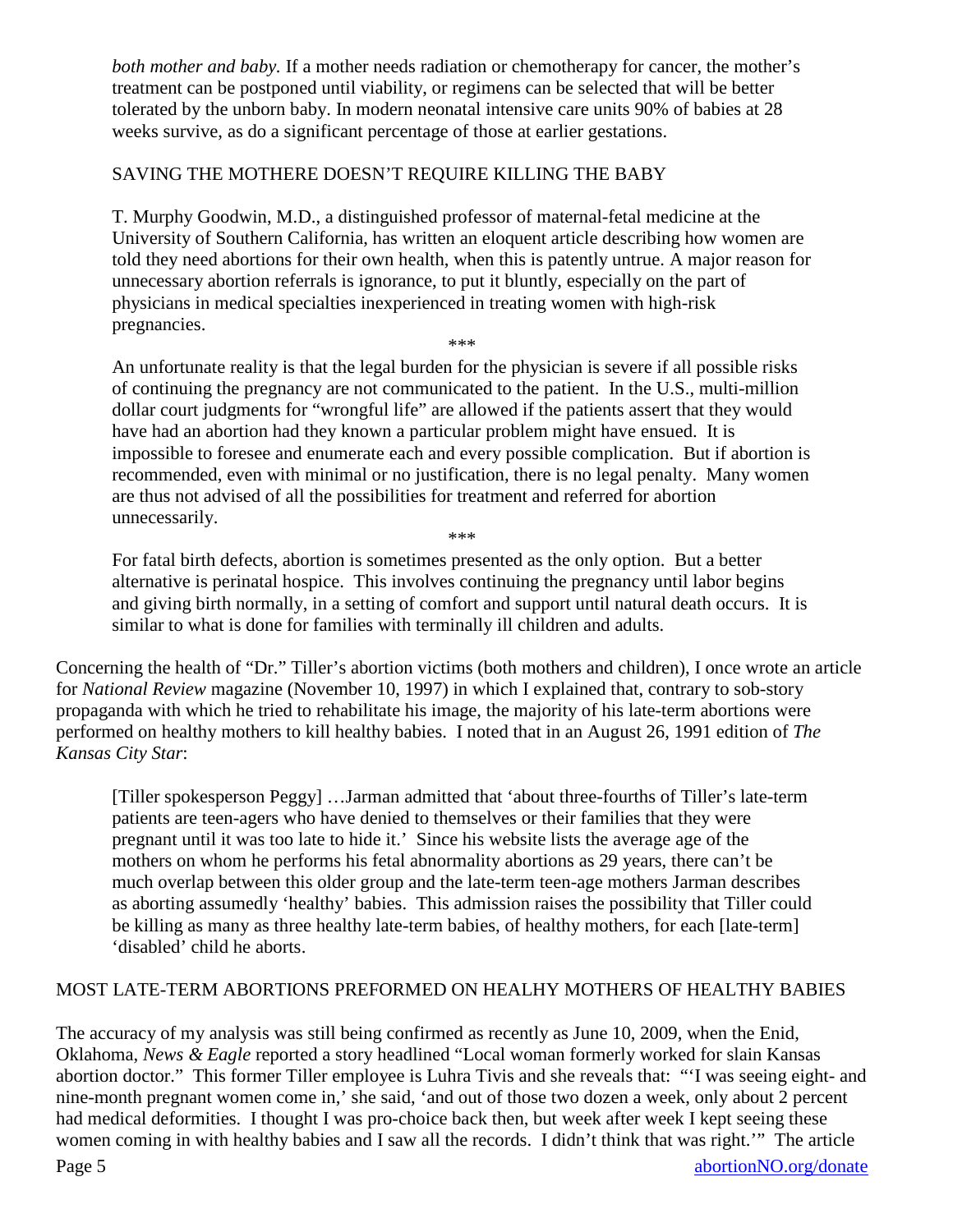> *both mother and baby.* If a mother needs radiation or chemotherapy for cancer, the mother's treatment can be postponed until viability, or regimens can be selected that will be better tolerated by the unborn baby. In modern neonatal intensive care units 90% of babies at 28 weeks survive, as do a significant percentage of those at earlier gestations.
>
> SAVING THE MOTHERE DOESN'T REQUIRE KILLING THE BABY
>
> T. Murphy Goodwin, M.D., a distinguished professor of maternal-fetal medicine at the University of Southern California, has written an eloquent article describing how women are told they need abortions for their own health, when this is patently untrue. A major reason for unnecessary abortion referrals is ignorance, to put it bluntly, especially on the part of physicians in medical specialties inexperienced in treating women with high-risk pregnancies.
>
> \*\*\*
>
> An unfortunate reality is that the legal burden for the physician is severe if all possible risks of continuing the pregnancy are not communicated to the patient. In the U.S., multi-million dollar court judgments for "wrongful life" are allowed if the patients assert that they would have had an abortion had they known a particular problem might have ensued. It is impossible to foresee and enumerate each and every possible complication. But if abortion is recommended, even with minimal or no justification, there is no legal penalty. Many women are thus not advised of all the possibilities for treatment and referred for abortion unnecessarily.
>
> \*\*\*
>
> For fatal birth defects, abortion is sometimes presented as the only option. But a better alternative is perinatal hospice. This involves continuing the pregnancy until labor begins and giving birth normally, in a setting of comfort and support until natural death occurs. It is similar to what is done for families with terminally ill children and adults.

Concerning the health of "Dr." Tiller's abortion victims (both mothers and children), I once wrote an article for *National Review* magazine (November 10, 1997) in which I explained that, contrary to sob-story propaganda with which he tried to rehabilitate his image, the majority of his late-term abortions were performed on healthy mothers to kill healthy babies. I noted that in an August 26, 1991 edition of *The Kansas City Star*:

> [Tiller spokesperson Peggy] …Jarman admitted that 'about three-fourths of Tiller's late-term patients are teen-agers who have denied to themselves or their families that they were pregnant until it was too late to hide it.' Since his website lists the average age of the mothers on whom he performs his fetal abnormality abortions as 29 years, there can't be much overlap between this older group and the late-term teen-age mothers Jarman describes as aborting assumedly 'healthy' babies. This admission raises the possibility that Tiller could be killing as many as three healthy late-term babies, of healthy mothers, for each [late-term] 'disabled' child he aborts.

MOST LATE-TERM ABORTIONS PREFORMED ON HEALHY MOTHERS OF HEALTHY BABIES

The accuracy of my analysis was still being confirmed as recently as June 10, 2009, when the Enid, Oklahoma, *News & Eagle* reported a story headlined "Local woman formerly worked for slain Kansas abortion doctor." This former Tiller employee is Luhra Tivis and she reveals that: "'I was seeing eight- and nine-month pregnant women come in,' she said, 'and out of those two dozen a week, only about 2 percent had medical deformities. I thought I was pro-choice back then, but week after week I kept seeing these women coming in with healthy babies and I saw all the records. I didn't think that was right.'" The article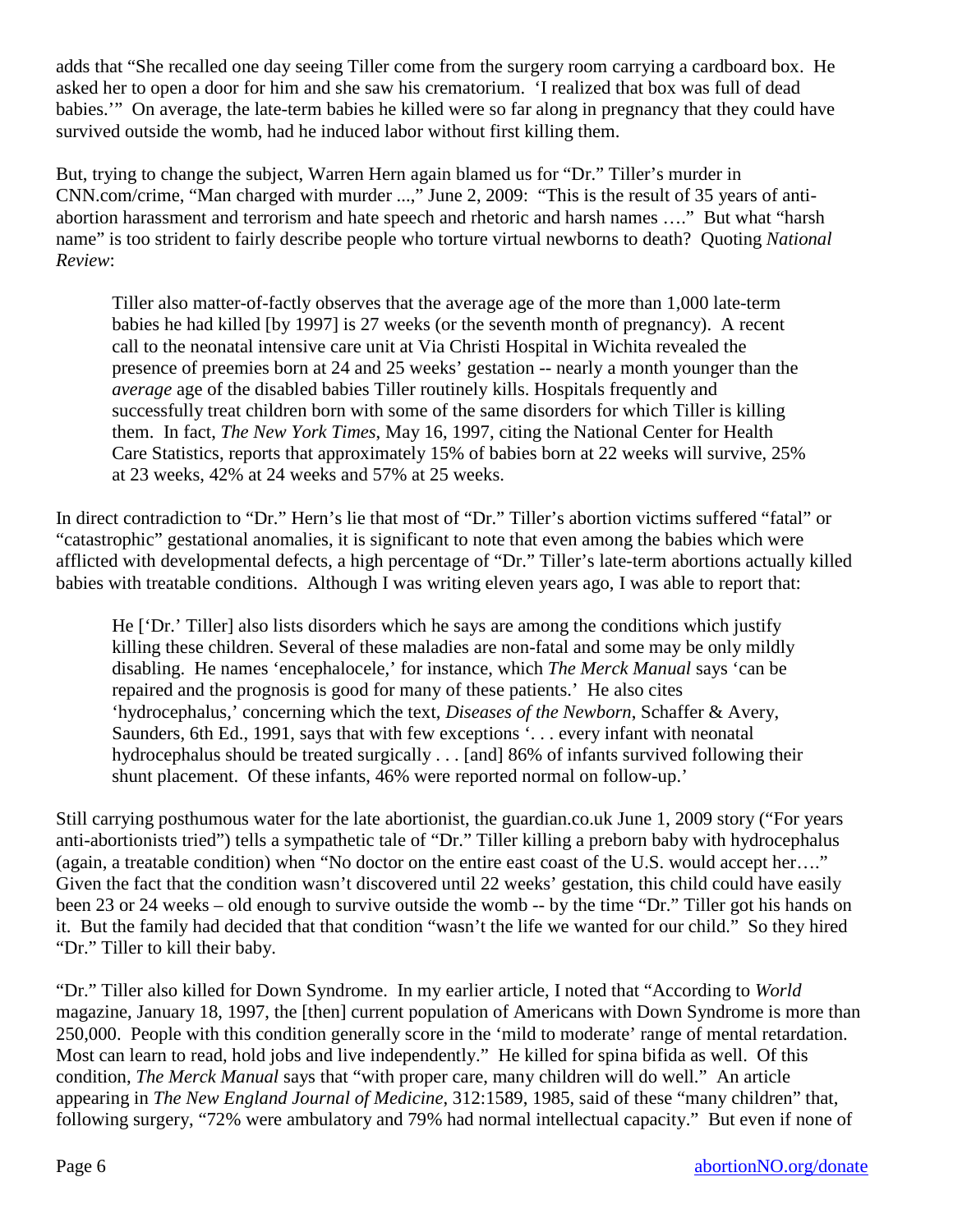adds that "She recalled one day seeing Tiller come from the surgery room carrying a cardboard box. He asked her to open a door for him and she saw his crematorium. 'I realized that box was full of dead babies.'" On average, the late-term babies he killed were so far along in pregnancy that they could have survived outside the womb, had he induced labor without first killing them.

But, trying to change the subject, Warren Hern again blamed us for "Dr." Tiller's murder in CNN.com/crime, "Man charged with murder ...," June 2, 2009: "This is the result of 35 years of anti-abortion harassment and terrorism and hate speech and rhetoric and harsh names …." But what "harsh name" is too strident to fairly describe people who torture virtual newborns to death? Quoting *National Review*:

> Tiller also matter-of-factly observes that the average age of the more than 1,000 late-term babies he had killed [by 1997] is 27 weeks (or the seventh month of pregnancy). A recent call to the neonatal intensive care unit at Via Christi Hospital in Wichita revealed the presence of preemies born at 24 and 25 weeks' gestation -- nearly a month younger than the *average* age of the disabled babies Tiller routinely kills. Hospitals frequently and successfully treat children born with some of the same disorders for which Tiller is killing them. In fact, *The New York Times*, May 16, 1997, citing the National Center for Health Care Statistics, reports that approximately 15% of babies born at 22 weeks will survive, 25% at 23 weeks, 42% at 24 weeks and 57% at 25 weeks.

In direct contradiction to "Dr." Hern's lie that most of "Dr." Tiller's abortion victims suffered "fatal" or "catastrophic" gestational anomalies, it is significant to note that even among the babies which were afflicted with developmental defects, a high percentage of "Dr." Tiller's late-term abortions actually killed babies with treatable conditions. Although I was writing eleven years ago, I was able to report that:

> He ['Dr.' Tiller] also lists disorders which he says are among the conditions which justify killing these children. Several of these maladies are non-fatal and some may be only mildly disabling. He names 'encephalocele,' for instance, which *The Merck Manual* says 'can be repaired and the prognosis is good for many of these patients.' He also cites 'hydrocephalus,' concerning which the text, *Diseases of the Newborn*, Schaffer & Avery, Saunders, 6th Ed., 1991, says that with few exceptions '. . . every infant with neonatal hydrocephalus should be treated surgically . . . [and] 86% of infants survived following their shunt placement. Of these infants, 46% were reported normal on follow-up.'

Still carrying posthumous water for the late abortionist, the guardian.co.uk June 1, 2009 story ("For years anti-abortionists tried") tells a sympathetic tale of "Dr." Tiller killing a preborn baby with hydrocephalus (again, a treatable condition) when "No doctor on the entire east coast of the U.S. would accept her…." Given the fact that the condition wasn't discovered until 22 weeks' gestation, this child could have easily been 23 or 24 weeks – old enough to survive outside the womb -- by the time "Dr." Tiller got his hands on it. But the family had decided that that condition "wasn't the life we wanted for our child." So they hired "Dr." Tiller to kill their baby.

"Dr." Tiller also killed for Down Syndrome. In my earlier article, I noted that "According to *World* magazine, January 18, 1997, the [then] current population of Americans with Down Syndrome is more than 250,000. People with this condition generally score in the 'mild to moderate' range of mental retardation. Most can learn to read, hold jobs and live independently." He killed for spina bifida as well. Of this condition, *The Merck Manual* says that "with proper care, many children will do well." An article appearing in *The New England Journal of Medicine*, 312:1589, 1985, said of these "many children" that, following surgery, "72% were ambulatory and 79% had normal intellectual capacity." But even if none of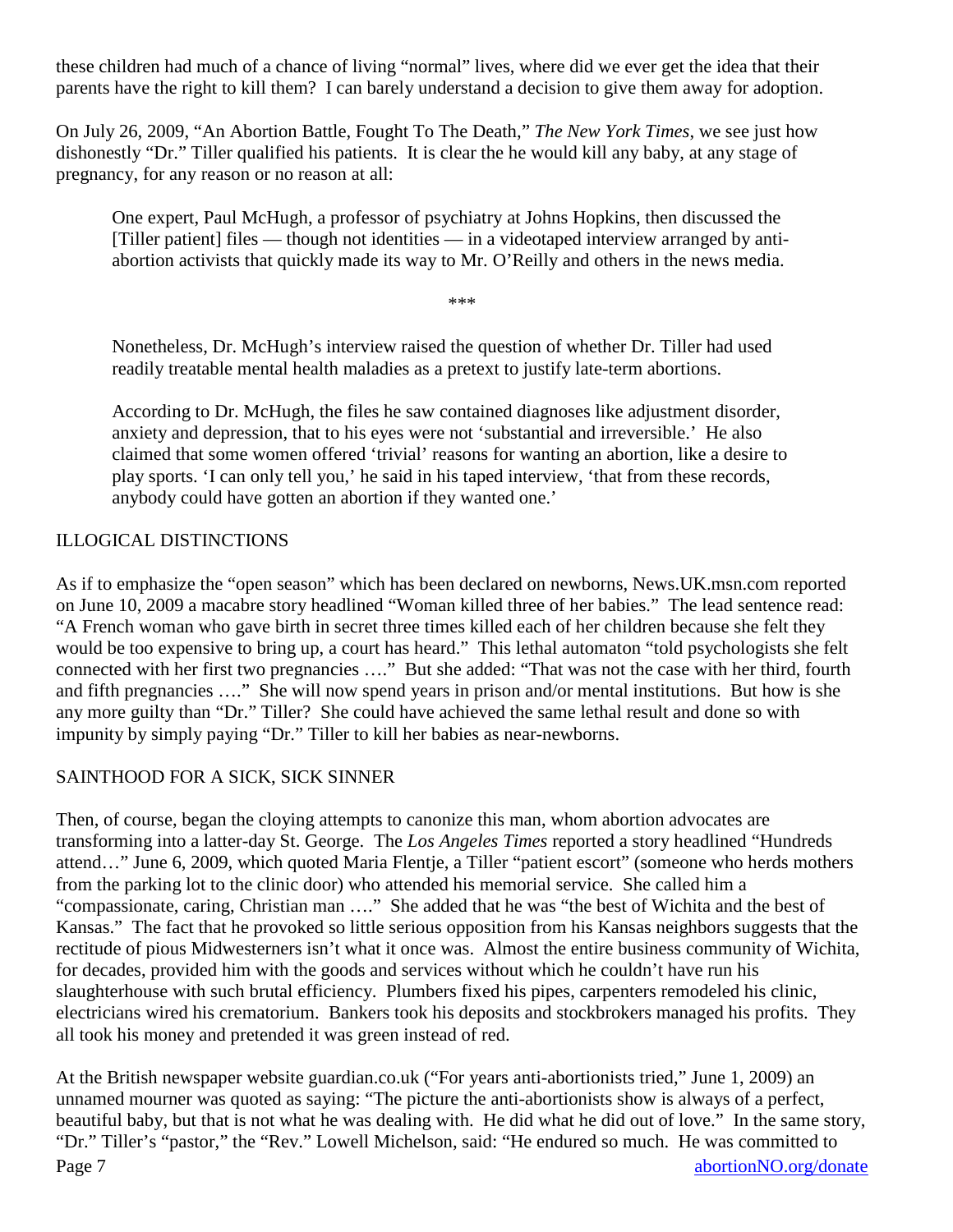these children had much of a chance of living "normal" lives, where did we ever get the idea that their parents have the right to kill them? I can barely understand a decision to give them away for adoption.

On July 26, 2009, "An Abortion Battle, Fought To The Death," *The New York Times*, we see just how dishonestly "Dr." Tiller qualified his patients. It is clear the he would kill any baby, at any stage of pregnancy, for any reason or no reason at all:

> One expert, Paul McHugh, a professor of psychiatry at Johns Hopkins, then discussed the [Tiller patient] files — though not identities — in a videotaped interview arranged by anti-abortion activists that quickly made its way to Mr. O'Reilly and others in the news media.
>
> \*\*\*
>
> Nonetheless, Dr. McHugh's interview raised the question of whether Dr. Tiller had used readily treatable mental health maladies as a pretext to justify late-term abortions.
>
> According to Dr. McHugh, the files he saw contained diagnoses like adjustment disorder, anxiety and depression, that to his eyes were not 'substantial and irreversible.' He also claimed that some women offered 'trivial' reasons for wanting an abortion, like a desire to play sports. 'I can only tell you,' he said in his taped interview, 'that from these records, anybody could have gotten an abortion if they wanted one.'

## ILLOGICAL DISTINCTIONS

As if to emphasize the "open season" which has been declared on newborns, News.UK.msn.com reported on June 10, 2009 a macabre story headlined "Woman killed three of her babies." The lead sentence read: "A French woman who gave birth in secret three times killed each of her children because she felt they would be too expensive to bring up, a court has heard." This lethal automaton "told psychologists she felt connected with her first two pregnancies …." But she added: "That was not the case with her third, fourth and fifth pregnancies …." She will now spend years in prison and/or mental institutions. But how is she any more guilty than "Dr." Tiller? She could have achieved the same lethal result and done so with impunity by simply paying "Dr." Tiller to kill her babies as near-newborns.

## SAINTHOOD FOR A SICK, SICK SINNER

Then, of course, began the cloying attempts to canonize this man, whom abortion advocates are transforming into a latter-day St. George. The *Los Angeles Times* reported a story headlined "Hundreds attend…" June 6, 2009, which quoted Maria Flentje, a Tiller "patient escort" (someone who herds mothers from the parking lot to the clinic door) who attended his memorial service. She called him a "compassionate, caring, Christian man …." She added that he was "the best of Wichita and the best of Kansas." The fact that he provoked so little serious opposition from his Kansas neighbors suggests that the rectitude of pious Midwesterners isn't what it once was. Almost the entire business community of Wichita, for decades, provided him with the goods and services without which he couldn't have run his slaughterhouse with such brutal efficiency. Plumbers fixed his pipes, carpenters remodeled his clinic, electricians wired his crematorium. Bankers took his deposits and stockbrokers managed his profits. They all took his money and pretended it was green instead of red.

At the British newspaper website guardian.co.uk ("For years anti-abortionists tried," June 1, 2009) an unnamed mourner was quoted as saying: "The picture the anti-abortionists show is always of a perfect, beautiful baby, but that is not what he was dealing with. He did what he did out of love." In the same story, "Dr." Tiller's "pastor," the "Rev." Lowell Michelson, said: "He endured so much. He was committed to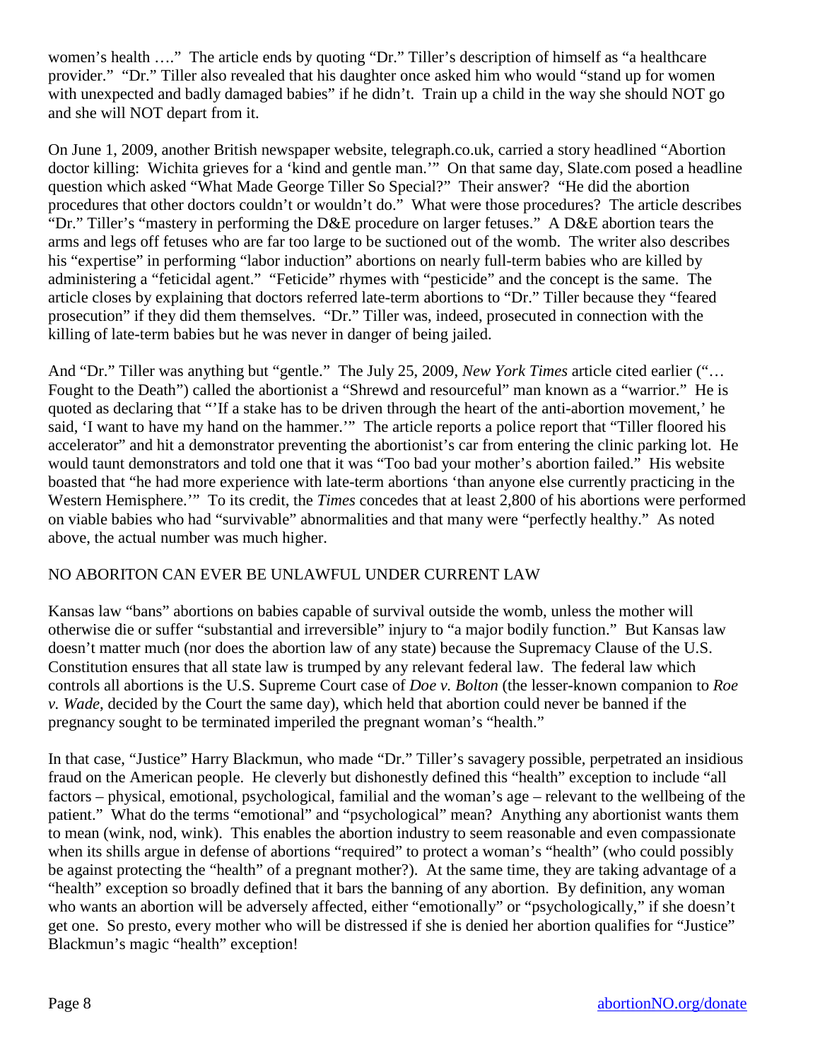women's health …." The article ends by quoting "Dr." Tiller's description of himself as "a healthcare provider." "Dr." Tiller also revealed that his daughter once asked him who would "stand up for women with unexpected and badly damaged babies" if he didn't. Train up a child in the way she should NOT go and she will NOT depart from it.

On June 1, 2009, another British newspaper website, telegraph.co.uk, carried a story headlined "Abortion doctor killing: Wichita grieves for a 'kind and gentle man.'" On that same day, Slate.com posed a headline question which asked "What Made George Tiller So Special?" Their answer? "He did the abortion procedures that other doctors couldn't or wouldn't do." What were those procedures? The article describes "Dr." Tiller's "mastery in performing the D&E procedure on larger fetuses." A D&E abortion tears the arms and legs off fetuses who are far too large to be suctioned out of the womb. The writer also describes his "expertise" in performing "labor induction" abortions on nearly full-term babies who are killed by administering a "feticidal agent." "Feticide" rhymes with "pesticide" and the concept is the same. The article closes by explaining that doctors referred late-term abortions to "Dr." Tiller because they "feared prosecution" if they did them themselves. "Dr." Tiller was, indeed, prosecuted in connection with the killing of late-term babies but he was never in danger of being jailed.

And "Dr." Tiller was anything but "gentle." The July 25, 2009, *New York Times* article cited earlier ("… Fought to the Death") called the abortionist a "Shrewd and resourceful" man known as a "warrior." He is quoted as declaring that "'If a stake has to be driven through the heart of the anti-abortion movement,' he said, 'I want to have my hand on the hammer.'" The article reports a police report that "Tiller floored his accelerator" and hit a demonstrator preventing the abortionist's car from entering the clinic parking lot. He would taunt demonstrators and told one that it was "Too bad your mother's abortion failed." His website boasted that "he had more experience with late-term abortions 'than anyone else currently practicing in the Western Hemisphere.'" To its credit, the *Times* concedes that at least 2,800 of his abortions were performed on viable babies who had "survivable" abnormalities and that many were "perfectly healthy." As noted above, the actual number was much higher.

## NO ABORITON CAN EVER BE UNLAWFUL UNDER CURRENT LAW

Kansas law "bans" abortions on babies capable of survival outside the womb, unless the mother will otherwise die or suffer "substantial and irreversible" injury to "a major bodily function." But Kansas law doesn't matter much (nor does the abortion law of any state) because the Supremacy Clause of the U.S. Constitution ensures that all state law is trumped by any relevant federal law. The federal law which controls all abortions is the U.S. Supreme Court case of *Doe v. Bolton* (the lesser-known companion to *Roe v. Wade*, decided by the Court the same day), which held that abortion could never be banned if the pregnancy sought to be terminated imperiled the pregnant woman's "health."

In that case, "Justice" Harry Blackmun, who made "Dr." Tiller's savagery possible, perpetrated an insidious fraud on the American people. He cleverly but dishonestly defined this "health" exception to include "all factors – physical, emotional, psychological, familial and the woman's age – relevant to the wellbeing of the patient." What do the terms "emotional" and "psychological" mean? Anything any abortionist wants them to mean (wink, nod, wink). This enables the abortion industry to seem reasonable and even compassionate when its shills argue in defense of abortions "required" to protect a woman's "health" (who could possibly be against protecting the "health" of a pregnant mother?). At the same time, they are taking advantage of a "health" exception so broadly defined that it bars the banning of any abortion. By definition, any woman who wants an abortion will be adversely affected, either "emotionally" or "psychologically," if she doesn't get one. So presto, every mother who will be distressed if she is denied her abortion qualifies for "Justice" Blackmun's magic "health" exception!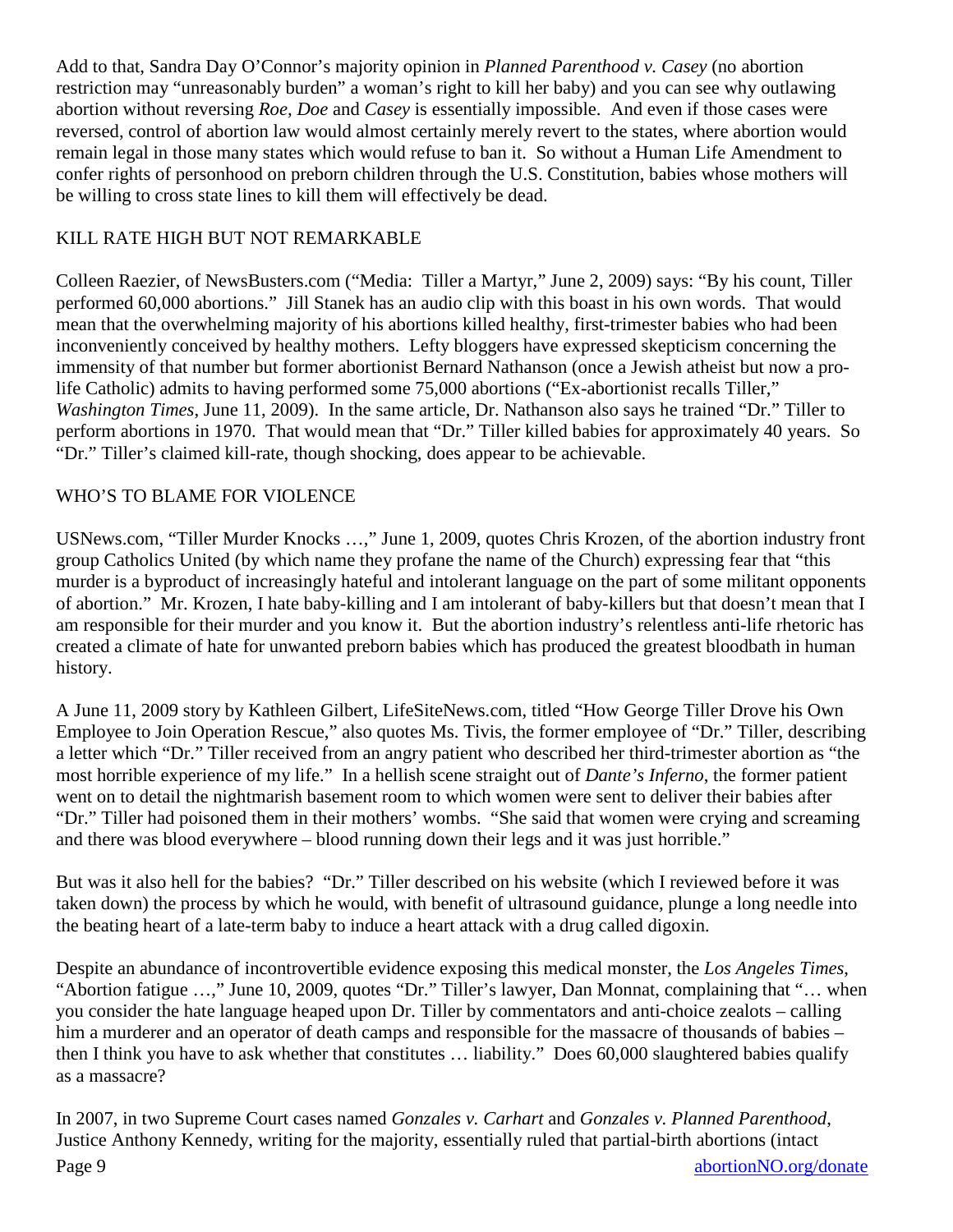Add to that, Sandra Day O'Connor's majority opinion in *Planned Parenthood v. Casey* (no abortion restriction may "unreasonably burden" a woman's right to kill her baby) and you can see why outlawing abortion without reversing *Roe*, *Doe* and *Casey* is essentially impossible. And even if those cases were reversed, control of abortion law would almost certainly merely revert to the states, where abortion would remain legal in those many states which would refuse to ban it. So without a Human Life Amendment to confer rights of personhood on preborn children through the U.S. Constitution, babies whose mothers will be willing to cross state lines to kill them will effectively be dead.

## KILL RATE HIGH BUT NOT REMARKABLE

Colleen Raezier, of NewsBusters.com ("Media: Tiller a Martyr," June 2, 2009) says: "By his count, Tiller performed 60,000 abortions." Jill Stanek has an audio clip with this boast in his own words. That would mean that the overwhelming majority of his abortions killed healthy, first-trimester babies who had been inconveniently conceived by healthy mothers. Lefty bloggers have expressed skepticism concerning the immensity of that number but former abortionist Bernard Nathanson (once a Jewish atheist but now a pro-life Catholic) admits to having performed some 75,000 abortions ("Ex-abortionist recalls Tiller," *Washington Times*, June 11, 2009). In the same article, Dr. Nathanson also says he trained "Dr." Tiller to perform abortions in 1970. That would mean that "Dr." Tiller killed babies for approximately 40 years. So "Dr." Tiller's claimed kill-rate, though shocking, does appear to be achievable.

## WHO'S TO BLAME FOR VIOLENCE

USNews.com, "Tiller Murder Knocks …," June 1, 2009, quotes Chris Krozen, of the abortion industry front group Catholics United (by which name they profane the name of the Church) expressing fear that "this murder is a byproduct of increasingly hateful and intolerant language on the part of some militant opponents of abortion." Mr. Krozen, I hate baby-killing and I am intolerant of baby-killers but that doesn't mean that I am responsible for their murder and you know it. But the abortion industry's relentless anti-life rhetoric has created a climate of hate for unwanted preborn babies which has produced the greatest bloodbath in human history.

A June 11, 2009 story by Kathleen Gilbert, LifeSiteNews.com, titled "How George Tiller Drove his Own Employee to Join Operation Rescue," also quotes Ms. Tivis, the former employee of "Dr." Tiller, describing a letter which "Dr." Tiller received from an angry patient who described her third-trimester abortion as "the most horrible experience of my life." In a hellish scene straight out of *Dante's Inferno*, the former patient went on to detail the nightmarish basement room to which women were sent to deliver their babies after "Dr." Tiller had poisoned them in their mothers' wombs. "She said that women were crying and screaming and there was blood everywhere – blood running down their legs and it was just horrible."

But was it also hell for the babies? "Dr." Tiller described on his website (which I reviewed before it was taken down) the process by which he would, with benefit of ultrasound guidance, plunge a long needle into the beating heart of a late-term baby to induce a heart attack with a drug called digoxin.

Despite an abundance of incontrovertible evidence exposing this medical monster, the *Los Angeles Times*, "Abortion fatigue …," June 10, 2009, quotes "Dr." Tiller's lawyer, Dan Monnat, complaining that "… when you consider the hate language heaped upon Dr. Tiller by commentators and anti-choice zealots – calling him a murderer and an operator of death camps and responsible for the massacre of thousands of babies – then I think you have to ask whether that constitutes … liability." Does 60,000 slaughtered babies qualify as a massacre?

In 2007, in two Supreme Court cases named *Gonzales v. Carhart* and *Gonzales v. Planned Parenthood*, Justice Anthony Kennedy, writing for the majority, essentially ruled that partial-birth abortions (intact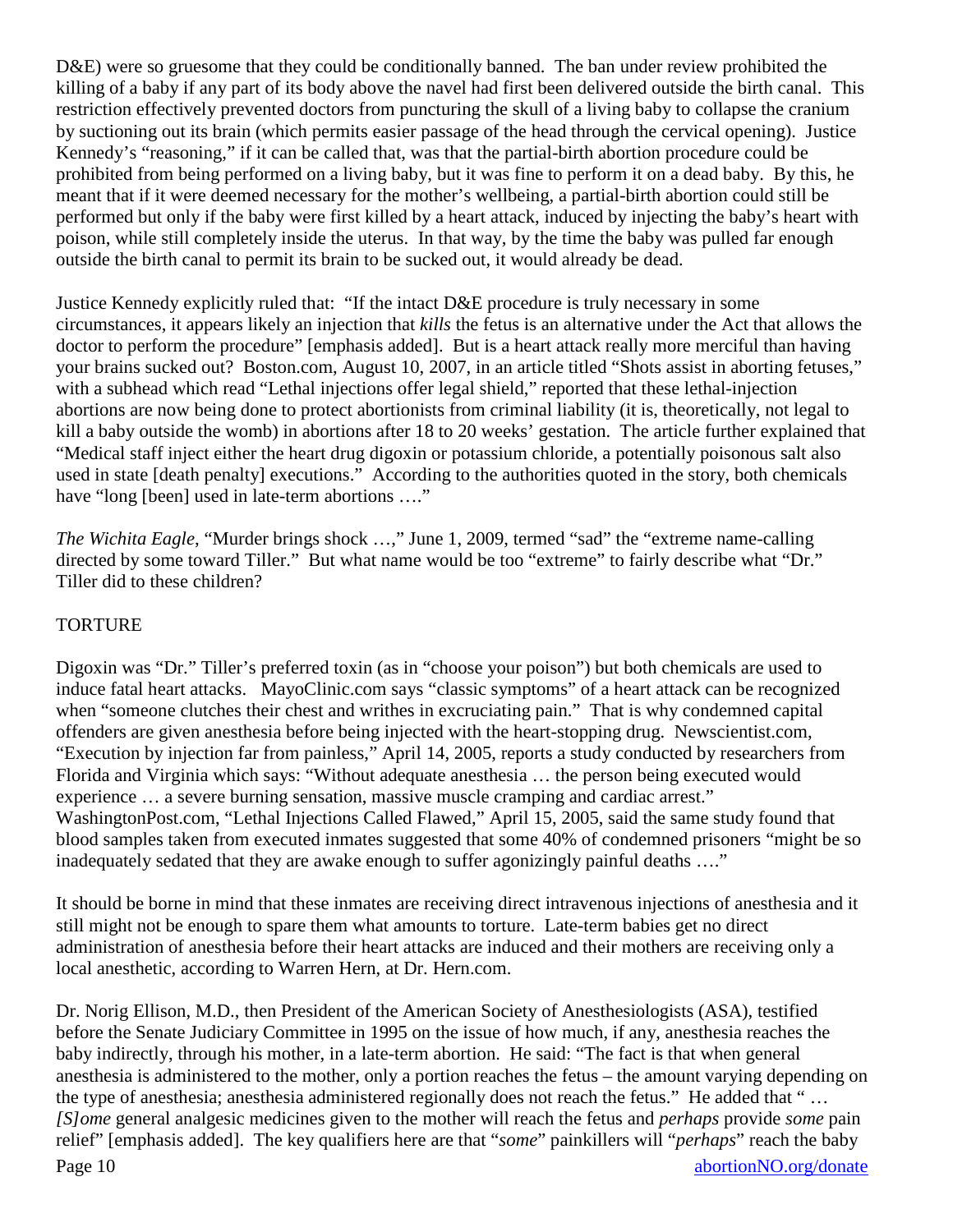D&E) were so gruesome that they could be conditionally banned. The ban under review prohibited the killing of a baby if any part of its body above the navel had first been delivered outside the birth canal. This restriction effectively prevented doctors from puncturing the skull of a living baby to collapse the cranium by suctioning out its brain (which permits easier passage of the head through the cervical opening). Justice Kennedy's "reasoning," if it can be called that, was that the partial-birth abortion procedure could be prohibited from being performed on a living baby, but it was fine to perform it on a dead baby. By this, he meant that if it were deemed necessary for the mother's wellbeing, a partial-birth abortion could still be performed but only if the baby were first killed by a heart attack, induced by injecting the baby's heart with poison, while still completely inside the uterus. In that way, by the time the baby was pulled far enough outside the birth canal to permit its brain to be sucked out, it would already be dead.

Justice Kennedy explicitly ruled that: "If the intact D&E procedure is truly necessary in some circumstances, it appears likely an injection that *kills* the fetus is an alternative under the Act that allows the doctor to perform the procedure" [emphasis added]. But is a heart attack really more merciful than having your brains sucked out? Boston.com, August 10, 2007, in an article titled "Shots assist in aborting fetuses," with a subhead which read "Lethal injections offer legal shield," reported that these lethal-injection abortions are now being done to protect abortionists from criminal liability (it is, theoretically, not legal to kill a baby outside the womb) in abortions after 18 to 20 weeks' gestation. The article further explained that "Medical staff inject either the heart drug digoxin or potassium chloride, a potentially poisonous salt also used in state [death penalty] executions." According to the authorities quoted in the story, both chemicals have "long [been] used in late-term abortions …."

*The Wichita Eagle*, "Murder brings shock …," June 1, 2009, termed "sad" the "extreme name-calling directed by some toward Tiller." But what name would be too "extreme" to fairly describe what "Dr." Tiller did to these children?

## TORTURE

Digoxin was "Dr." Tiller's preferred toxin (as in "choose your poison") but both chemicals are used to induce fatal heart attacks. MayoClinic.com says "classic symptoms" of a heart attack can be recognized when "someone clutches their chest and writhes in excruciating pain." That is why condemned capital offenders are given anesthesia before being injected with the heart-stopping drug. Newscientist.com, "Execution by injection far from painless," April 14, 2005, reports a study conducted by researchers from Florida and Virginia which says: "Without adequate anesthesia … the person being executed would experience … a severe burning sensation, massive muscle cramping and cardiac arrest." WashingtonPost.com, "Lethal Injections Called Flawed," April 15, 2005, said the same study found that blood samples taken from executed inmates suggested that some 40% of condemned prisoners "might be so inadequately sedated that they are awake enough to suffer agonizingly painful deaths …."

It should be borne in mind that these inmates are receiving direct intravenous injections of anesthesia and it still might not be enough to spare them what amounts to torture. Late-term babies get no direct administration of anesthesia before their heart attacks are induced and their mothers are receiving only a local anesthetic, according to Warren Hern, at Dr. Hern.com.

Dr. Norig Ellison, M.D., then President of the American Society of Anesthesiologists (ASA), testified before the Senate Judiciary Committee in 1995 on the issue of how much, if any, anesthesia reaches the baby indirectly, through his mother, in a late-term abortion. He said: "The fact is that when general anesthesia is administered to the mother, only a portion reaches the fetus – the amount varying depending on the type of anesthesia; anesthesia administered regionally does not reach the fetus." He added that " … *[S]ome* general analgesic medicines given to the mother will reach the fetus and *perhaps* provide *some* pain relief" [emphasis added]. The key qualifiers here are that "*some*" painkillers will "*perhaps*" reach the baby

abortionNO.org/donate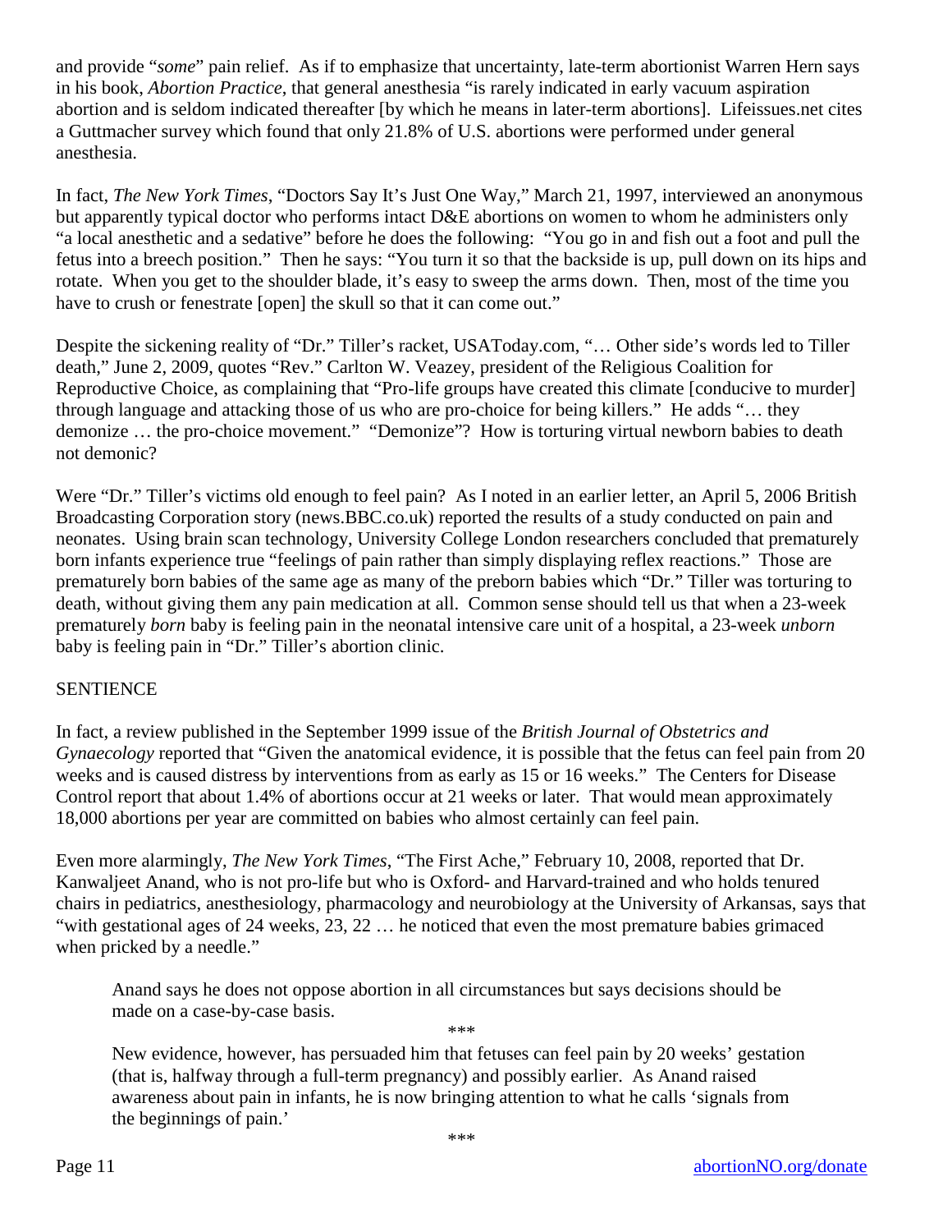and provide "*some*" pain relief. As if to emphasize that uncertainty, late-term abortionist Warren Hern says in his book, *Abortion Practice*, that general anesthesia "is rarely indicated in early vacuum aspiration abortion and is seldom indicated thereafter [by which he means in later-term abortions]. Lifeissues.net cites a Guttmacher survey which found that only 21.8% of U.S. abortions were performed under general anesthesia.

In fact, *The New York Times*, "Doctors Say It's Just One Way," March 21, 1997, interviewed an anonymous but apparently typical doctor who performs intact D&E abortions on women to whom he administers only "a local anesthetic and a sedative" before he does the following: "You go in and fish out a foot and pull the fetus into a breech position." Then he says: "You turn it so that the backside is up, pull down on its hips and rotate. When you get to the shoulder blade, it's easy to sweep the arms down. Then, most of the time you have to crush or fenestrate [open] the skull so that it can come out."

Despite the sickening reality of "Dr." Tiller's racket, USAToday.com, "… Other side's words led to Tiller death," June 2, 2009, quotes "Rev." Carlton W. Veazey, president of the Religious Coalition for Reproductive Choice, as complaining that "Pro-life groups have created this climate [conducive to murder] through language and attacking those of us who are pro-choice for being killers." He adds "… they demonize … the pro-choice movement." "Demonize"? How is torturing virtual newborn babies to death not demonic?

Were "Dr." Tiller's victims old enough to feel pain? As I noted in an earlier letter, an April 5, 2006 British Broadcasting Corporation story (news.BBC.co.uk) reported the results of a study conducted on pain and neonates. Using brain scan technology, University College London researchers concluded that prematurely born infants experience true "feelings of pain rather than simply displaying reflex reactions." Those are prematurely born babies of the same age as many of the preborn babies which "Dr." Tiller was torturing to death, without giving them any pain medication at all. Common sense should tell us that when a 23-week prematurely *born* baby is feeling pain in the neonatal intensive care unit of a hospital, a 23-week *unborn* baby is feeling pain in "Dr." Tiller's abortion clinic.

## SENTIENCE

In fact, a review published in the September 1999 issue of the *British Journal of Obstetrics and Gynaecology* reported that "Given the anatomical evidence, it is possible that the fetus can feel pain from 20 weeks and is caused distress by interventions from as early as 15 or 16 weeks." The Centers for Disease Control report that about 1.4% of abortions occur at 21 weeks or later. That would mean approximately 18,000 abortions per year are committed on babies who almost certainly can feel pain.

Even more alarmingly, *The New York Times*, "The First Ache," February 10, 2008, reported that Dr. Kanwaljeet Anand, who is not pro-life but who is Oxford- and Harvard-trained and who holds tenured chairs in pediatrics, anesthesiology, pharmacology and neurobiology at the University of Arkansas, says that "with gestational ages of 24 weeks, 23, 22 … he noticed that even the most premature babies grimaced when pricked by a needle."

> Anand says he does not oppose abortion in all circumstances but says decisions should be made on a case-by-case basis.
>
> \*\*\*
>
> New evidence, however, has persuaded him that fetuses can feel pain by 20 weeks' gestation (that is, halfway through a full-term pregnancy) and possibly earlier. As Anand raised awareness about pain in infants, he is now bringing attention to what he calls 'signals from the beginnings of pain.'
>
> \*\*\*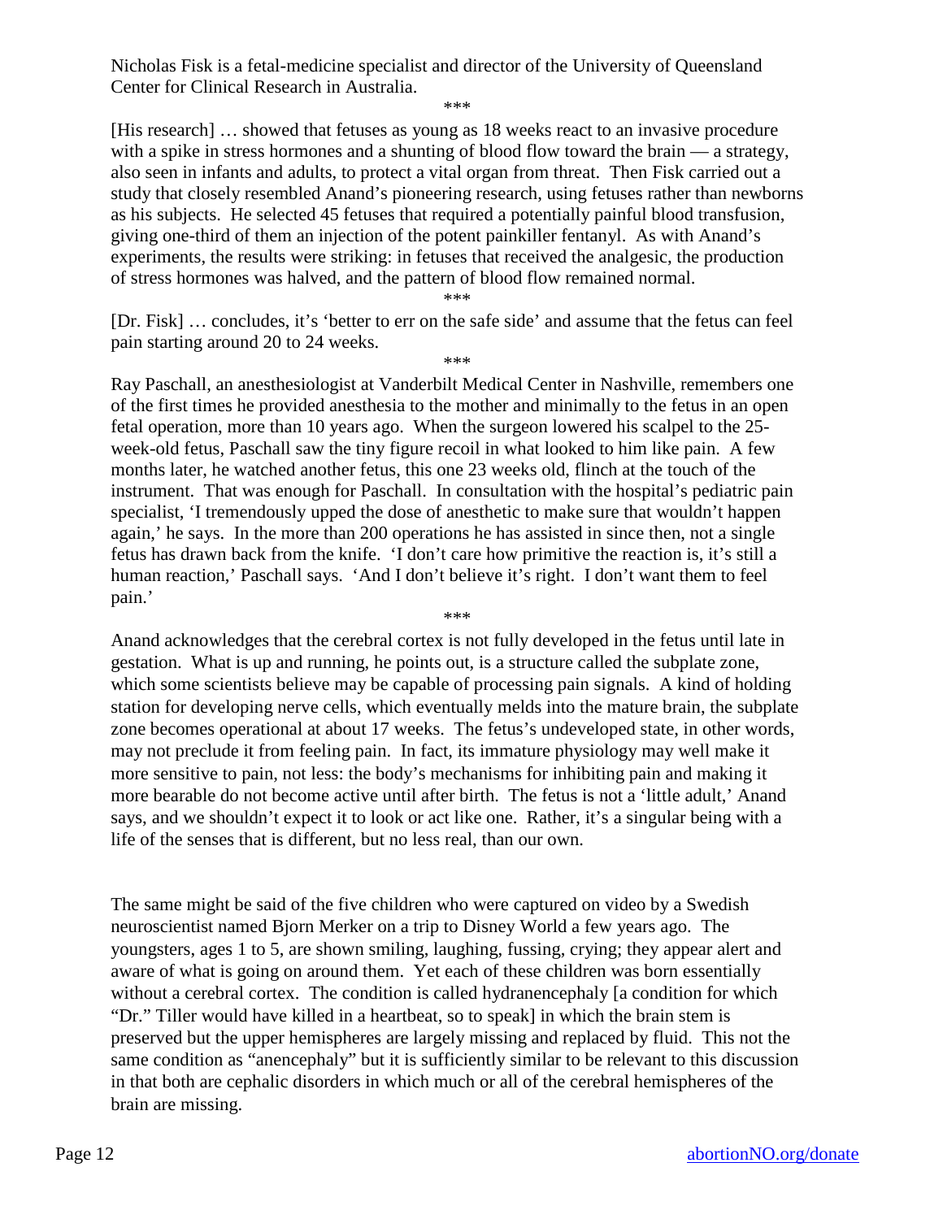Nicholas Fisk is a fetal-medicine specialist and director of the University of Queensland Center for Clinical Research in Australia.

\*\*\*

[His research] … showed that fetuses as young as 18 weeks react to an invasive procedure with a spike in stress hormones and a shunting of blood flow toward the brain — a strategy, also seen in infants and adults, to protect a vital organ from threat. Then Fisk carried out a study that closely resembled Anand's pioneering research, using fetuses rather than newborns as his subjects. He selected 45 fetuses that required a potentially painful blood transfusion, giving one-third of them an injection of the potent painkiller fentanyl. As with Anand's experiments, the results were striking: in fetuses that received the analgesic, the production of stress hormones was halved, and the pattern of blood flow remained normal.

\*\*\*

[Dr. Fisk] … concludes, it's 'better to err on the safe side' and assume that the fetus can feel pain starting around 20 to 24 weeks.

\*\*\*

Ray Paschall, an anesthesiologist at Vanderbilt Medical Center in Nashville, remembers one of the first times he provided anesthesia to the mother and minimally to the fetus in an open fetal operation, more than 10 years ago. When the surgeon lowered his scalpel to the 25-week-old fetus, Paschall saw the tiny figure recoil in what looked to him like pain. A few months later, he watched another fetus, this one 23 weeks old, flinch at the touch of the instrument. That was enough for Paschall. In consultation with the hospital's pediatric pain specialist, 'I tremendously upped the dose of anesthetic to make sure that wouldn't happen again,' he says. In the more than 200 operations he has assisted in since then, not a single fetus has drawn back from the knife. 'I don't care how primitive the reaction is, it's still a human reaction,' Paschall says. 'And I don't believe it's right. I don't want them to feel pain.'

\*\*\*

Anand acknowledges that the cerebral cortex is not fully developed in the fetus until late in gestation. What is up and running, he points out, is a structure called the subplate zone, which some scientists believe may be capable of processing pain signals. A kind of holding station for developing nerve cells, which eventually melds into the mature brain, the subplate zone becomes operational at about 17 weeks. The fetus's undeveloped state, in other words, may not preclude it from feeling pain. In fact, its immature physiology may well make it more sensitive to pain, not less: the body's mechanisms for inhibiting pain and making it more bearable do not become active until after birth. The fetus is not a 'little adult,' Anand says, and we shouldn't expect it to look or act like one. Rather, it's a singular being with a life of the senses that is different, but no less real, than our own.

The same might be said of the five children who were captured on video by a Swedish neuroscientist named Bjorn Merker on a trip to Disney World a few years ago. The youngsters, ages 1 to 5, are shown smiling, laughing, fussing, crying; they appear alert and aware of what is going on around them. Yet each of these children was born essentially without a cerebral cortex. The condition is called hydranencephaly [a condition for which "Dr." Tiller would have killed in a heartbeat, so to speak] in which the brain stem is preserved but the upper hemispheres are largely missing and replaced by fluid. This not the same condition as "anencephaly" but it is sufficiently similar to be relevant to this discussion in that both are cephalic disorders in which much or all of the cerebral hemispheres of the brain are missing.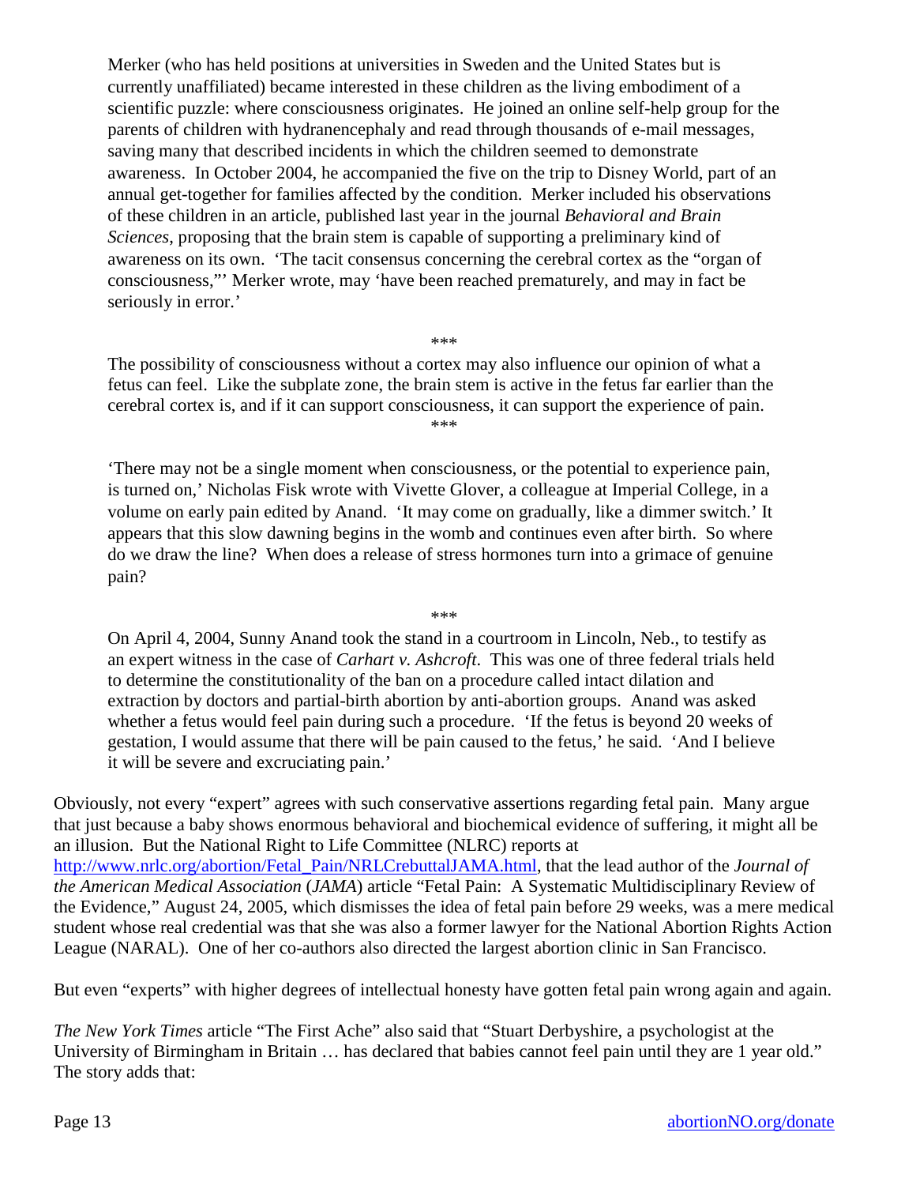> Merker (who has held positions at universities in Sweden and the United States but is currently unaffiliated) became interested in these children as the living embodiment of a scientific puzzle: where consciousness originates. He joined an online self-help group for the parents of children with hydranencephaly and read through thousands of e-mail messages, saving many that described incidents in which the children seemed to demonstrate awareness. In October 2004, he accompanied the five on the trip to Disney World, part of an annual get-together for families affected by the condition. Merker included his observations of these children in an article, published last year in the journal *Behavioral and Brain Sciences*, proposing that the brain stem is capable of supporting a preliminary kind of awareness on its own. 'The tacit consensus concerning the cerebral cortex as the "organ of consciousness,"' Merker wrote, may 'have been reached prematurely, and may in fact be seriously in error.'
>
> \*\*\*
>
> The possibility of consciousness without a cortex may also influence our opinion of what a fetus can feel. Like the subplate zone, the brain stem is active in the fetus far earlier than the cerebral cortex is, and if it can support consciousness, it can support the experience of pain.
>
> \*\*\*
>
> 'There may not be a single moment when consciousness, or the potential to experience pain, is turned on,' Nicholas Fisk wrote with Vivette Glover, a colleague at Imperial College, in a volume on early pain edited by Anand. 'It may come on gradually, like a dimmer switch.' It appears that this slow dawning begins in the womb and continues even after birth. So where do we draw the line? When does a release of stress hormones turn into a grimace of genuine pain?
>
> \*\*\*
>
> On April 4, 2004, Sunny Anand took the stand in a courtroom in Lincoln, Neb., to testify as an expert witness in the case of *Carhart v. Ashcroft*. This was one of three federal trials held to determine the constitutionality of the ban on a procedure called intact dilation and extraction by doctors and partial-birth abortion by anti-abortion groups. Anand was asked whether a fetus would feel pain during such a procedure. 'If the fetus is beyond 20 weeks of gestation, I would assume that there will be pain caused to the fetus,' he said. 'And I believe it will be severe and excruciating pain.'

Obviously, not every "expert" agrees with such conservative assertions regarding fetal pain. Many argue that just because a baby shows enormous behavioral and biochemical evidence of suffering, it might all be an illusion. But the National Right to Life Committee (NLRC) reports at http://www.nrlc.org/abortion/Fetal_Pain/NRLCrebuttalJAMA.html, that the lead author of the *Journal of the American Medical Association* (*JAMA*) article "Fetal Pain: A Systematic Multidisciplinary Review of the Evidence," August 24, 2005, which dismisses the idea of fetal pain before 29 weeks, was a mere medical student whose real credential was that she was also a former lawyer for the National Abortion Rights Action League (NARAL). One of her co-authors also directed the largest abortion clinic in San Francisco.

But even "experts" with higher degrees of intellectual honesty have gotten fetal pain wrong again and again.

*The New York Times* article "The First Ache" also said that "Stuart Derbyshire, a psychologist at the University of Birmingham in Britain … has declared that babies cannot feel pain until they are 1 year old." The story adds that: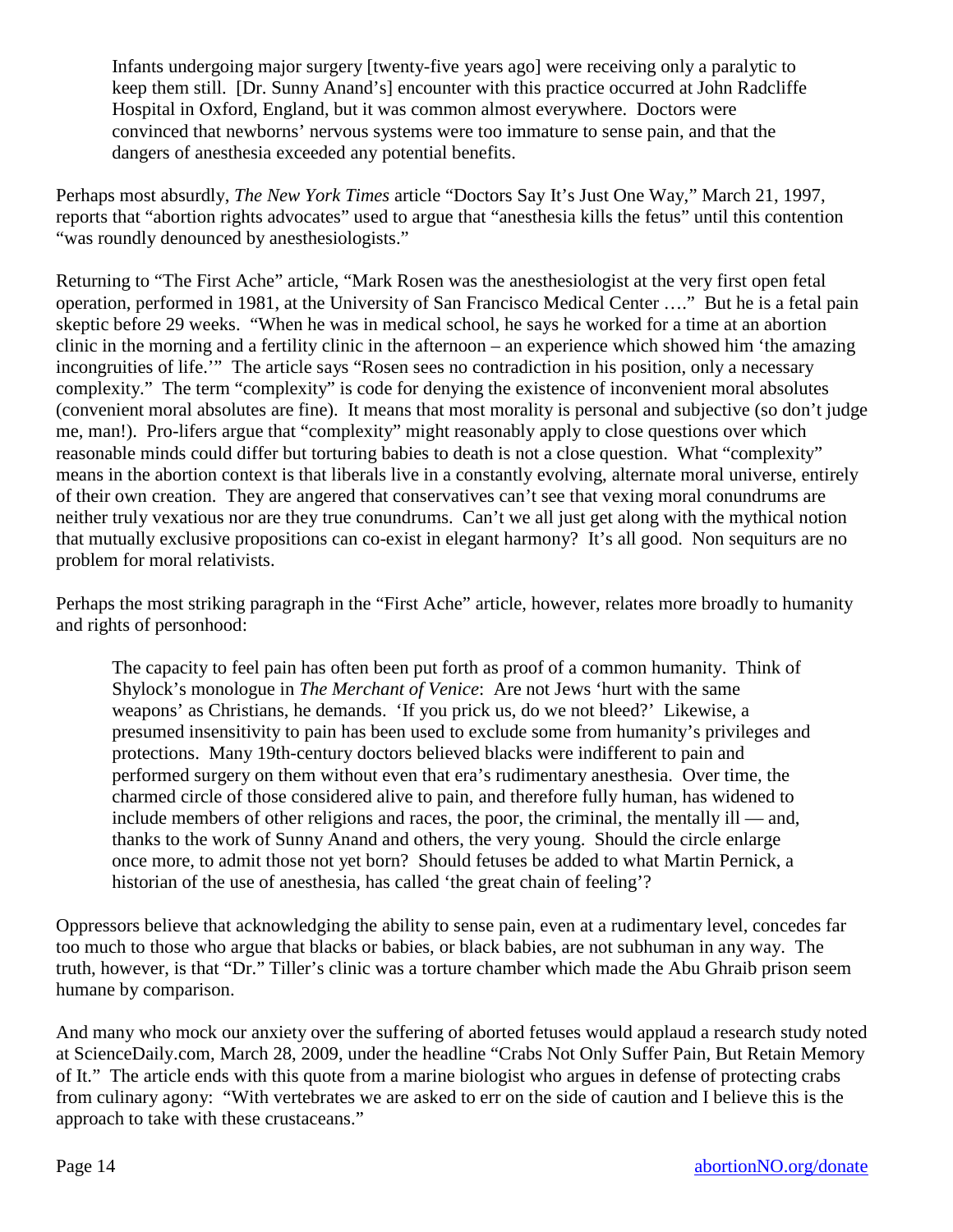> Infants undergoing major surgery [twenty-five years ago] were receiving only a paralytic to keep them still. [Dr. Sunny Anand's] encounter with this practice occurred at John Radcliffe Hospital in Oxford, England, but it was common almost everywhere. Doctors were convinced that newborns' nervous systems were too immature to sense pain, and that the dangers of anesthesia exceeded any potential benefits.

Perhaps most absurdly, *The New York Times* article "Doctors Say It's Just One Way," March 21, 1997, reports that "abortion rights advocates" used to argue that "anesthesia kills the fetus" until this contention "was roundly denounced by anesthesiologists."

Returning to "The First Ache" article, "Mark Rosen was the anesthesiologist at the very first open fetal operation, performed in 1981, at the University of San Francisco Medical Center …." But he is a fetal pain skeptic before 29 weeks. "When he was in medical school, he says he worked for a time at an abortion clinic in the morning and a fertility clinic in the afternoon – an experience which showed him 'the amazing incongruities of life.'" The article says "Rosen sees no contradiction in his position, only a necessary complexity." The term "complexity" is code for denying the existence of inconvenient moral absolutes (convenient moral absolutes are fine). It means that most morality is personal and subjective (so don't judge me, man!). Pro-lifers argue that "complexity" might reasonably apply to close questions over which reasonable minds could differ but torturing babies to death is not a close question. What "complexity" means in the abortion context is that liberals live in a constantly evolving, alternate moral universe, entirely of their own creation. They are angered that conservatives can't see that vexing moral conundrums are neither truly vexatious nor are they true conundrums. Can't we all just get along with the mythical notion that mutually exclusive propositions can co-exist in elegant harmony? It's all good. Non sequiturs are no problem for moral relativists.

Perhaps the most striking paragraph in the "First Ache" article, however, relates more broadly to humanity and rights of personhood:

> The capacity to feel pain has often been put forth as proof of a common humanity. Think of Shylock's monologue in *The Merchant of Venice*: Are not Jews 'hurt with the same weapons' as Christians, he demands. 'If you prick us, do we not bleed?' Likewise, a presumed insensitivity to pain has been used to exclude some from humanity's privileges and protections. Many 19th-century doctors believed blacks were indifferent to pain and performed surgery on them without even that era's rudimentary anesthesia. Over time, the charmed circle of those considered alive to pain, and therefore fully human, has widened to include members of other religions and races, the poor, the criminal, the mentally ill — and, thanks to the work of Sunny Anand and others, the very young. Should the circle enlarge once more, to admit those not yet born? Should fetuses be added to what Martin Pernick, a historian of the use of anesthesia, has called 'the great chain of feeling'?

Oppressors believe that acknowledging the ability to sense pain, even at a rudimentary level, concedes far too much to those who argue that blacks or babies, or black babies, are not subhuman in any way. The truth, however, is that "Dr." Tiller's clinic was a torture chamber which made the Abu Ghraib prison seem humane by comparison.

And many who mock our anxiety over the suffering of aborted fetuses would applaud a research study noted at ScienceDaily.com, March 28, 2009, under the headline "Crabs Not Only Suffer Pain, But Retain Memory of It." The article ends with this quote from a marine biologist who argues in defense of protecting crabs from culinary agony: "With vertebrates we are asked to err on the side of caution and I believe this is the approach to take with these crustaceans."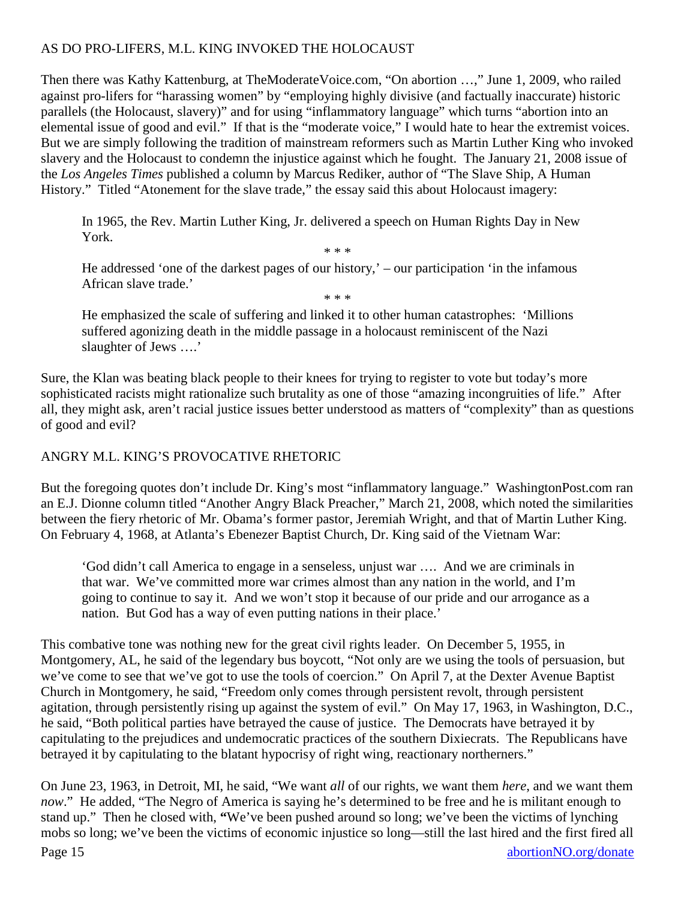## AS DO PRO-LIFERS, M.L. KING INVOKED THE HOLOCAUST

Then there was Kathy Kattenburg, at TheModerateVoice.com, "On abortion …," June 1, 2009, who railed against pro-lifers for "harassing women" by "employing highly divisive (and factually inaccurate) historic parallels (the Holocaust, slavery)" and for using "inflammatory language" which turns "abortion into an elemental issue of good and evil." If that is the "moderate voice," I would hate to hear the extremist voices. But we are simply following the tradition of mainstream reformers such as Martin Luther King who invoked slavery and the Holocaust to condemn the injustice against which he fought. The January 21, 2008 issue of the *Los Angeles Times* published a column by Marcus Rediker, author of "The Slave Ship, A Human History." Titled "Atonement for the slave trade," the essay said this about Holocaust imagery:

> In 1965, the Rev. Martin Luther King, Jr. delivered a speech on Human Rights Day in New York.
>
> \* \* \*
>
> He addressed 'one of the darkest pages of our history,' – our participation 'in the infamous African slave trade.'
>
> \* \* \*
>
> He emphasized the scale of suffering and linked it to other human catastrophes: 'Millions suffered agonizing death in the middle passage in a holocaust reminiscent of the Nazi slaughter of Jews ….'

Sure, the Klan was beating black people to their knees for trying to register to vote but today's more sophisticated racists might rationalize such brutality as one of those "amazing incongruities of life." After all, they might ask, aren't racial justice issues better understood as matters of "complexity" than as questions of good and evil?

## ANGRY M.L. KING'S PROVOCATIVE RHETORIC

But the foregoing quotes don't include Dr. King's most "inflammatory language." WashingtonPost.com ran an E.J. Dionne column titled "Another Angry Black Preacher," March 21, 2008, which noted the similarities between the fiery rhetoric of Mr. Obama's former pastor, Jeremiah Wright, and that of Martin Luther King. On February 4, 1968, at Atlanta's Ebenezer Baptist Church, Dr. King said of the Vietnam War:

> 'God didn't call America to engage in a senseless, unjust war …. And we are criminals in that war. We've committed more war crimes almost than any nation in the world, and I'm going to continue to say it. And we won't stop it because of our pride and our arrogance as a nation. But God has a way of even putting nations in their place.'

This combative tone was nothing new for the great civil rights leader. On December 5, 1955, in Montgomery, AL, he said of the legendary bus boycott, "Not only are we using the tools of persuasion, but we've come to see that we've got to use the tools of coercion." On April 7, at the Dexter Avenue Baptist Church in Montgomery, he said, "Freedom only comes through persistent revolt, through persistent agitation, through persistently rising up against the system of evil." On May 17, 1963, in Washington, D.C., he said, "Both political parties have betrayed the cause of justice. The Democrats have betrayed it by capitulating to the prejudices and undemocratic practices of the southern Dixiecrats. The Republicans have betrayed it by capitulating to the blatant hypocrisy of right wing, reactionary northerners."

On June 23, 1963, in Detroit, MI, he said, "We want *all* of our rights, we want them *here*, and we want them *now*." He added, "The Negro of America is saying he's determined to be free and he is militant enough to stand up." Then he closed with, **"**We've been pushed around so long; we've been the victims of lynching mobs so long; we've been the victims of economic injustice so long—still the last hired and the first fired all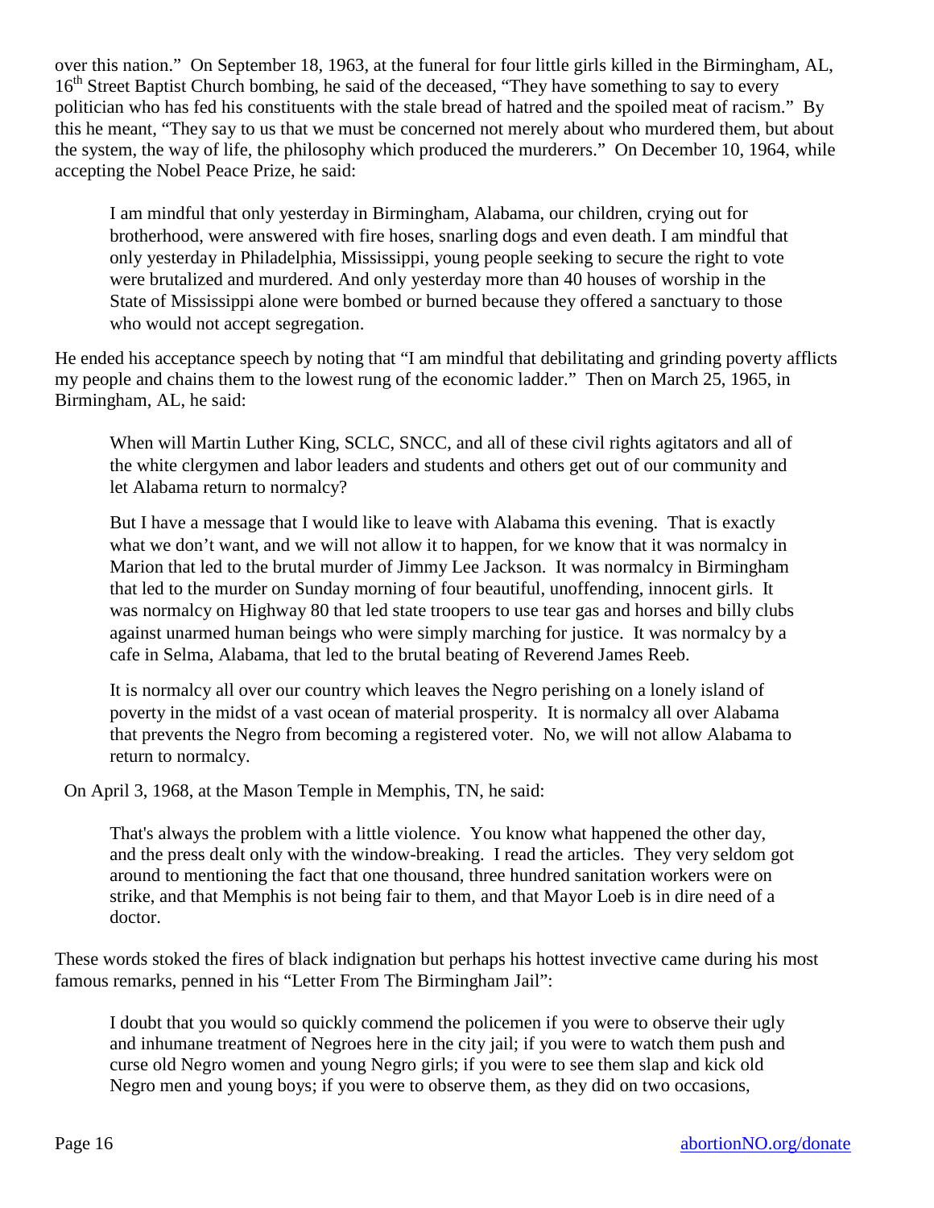over this nation." On September 18, 1963, at the funeral for four little girls killed in the Birmingham, AL, 16th Street Baptist Church bombing, he said of the deceased, "They have something to say to every politician who has fed his constituents with the stale bread of hatred and the spoiled meat of racism." By this he meant, "They say to us that we must be concerned not merely about who murdered them, but about the system, the way of life, the philosophy which produced the murderers." On December 10, 1964, while accepting the Nobel Peace Prize, he said:

> I am mindful that only yesterday in Birmingham, Alabama, our children, crying out for brotherhood, were answered with fire hoses, snarling dogs and even death. I am mindful that only yesterday in Philadelphia, Mississippi, young people seeking to secure the right to vote were brutalized and murdered. And only yesterday more than 40 houses of worship in the State of Mississippi alone were bombed or burned because they offered a sanctuary to those who would not accept segregation.

He ended his acceptance speech by noting that "I am mindful that debilitating and grinding poverty afflicts my people and chains them to the lowest rung of the economic ladder." Then on March 25, 1965, in Birmingham, AL, he said:

> When will Martin Luther King, SCLC, SNCC, and all of these civil rights agitators and all of the white clergymen and labor leaders and students and others get out of our community and let Alabama return to normalcy?
>
> But I have a message that I would like to leave with Alabama this evening. That is exactly what we don't want, and we will not allow it to happen, for we know that it was normalcy in Marion that led to the brutal murder of Jimmy Lee Jackson. It was normalcy in Birmingham that led to the murder on Sunday morning of four beautiful, unoffending, innocent girls. It was normalcy on Highway 80 that led state troopers to use tear gas and horses and billy clubs against unarmed human beings who were simply marching for justice. It was normalcy by a cafe in Selma, Alabama, that led to the brutal beating of Reverend James Reeb.
>
> It is normalcy all over our country which leaves the Negro perishing on a lonely island of poverty in the midst of a vast ocean of material prosperity. It is normalcy all over Alabama that prevents the Negro from becoming a registered voter. No, we will not allow Alabama to return to normalcy.

On April 3, 1968, at the Mason Temple in Memphis, TN, he said:

> That's always the problem with a little violence. You know what happened the other day, and the press dealt only with the window-breaking. I read the articles. They very seldom got around to mentioning the fact that one thousand, three hundred sanitation workers were on strike, and that Memphis is not being fair to them, and that Mayor Loeb is in dire need of a doctor.

These words stoked the fires of black indignation but perhaps his hottest invective came during his most famous remarks, penned in his "Letter From The Birmingham Jail":

> I doubt that you would so quickly commend the policemen if you were to observe their ugly and inhumane treatment of Negroes here in the city jail; if you were to watch them push and curse old Negro women and young Negro girls; if you were to see them slap and kick old Negro men and young boys; if you were to observe them, as they did on two occasions,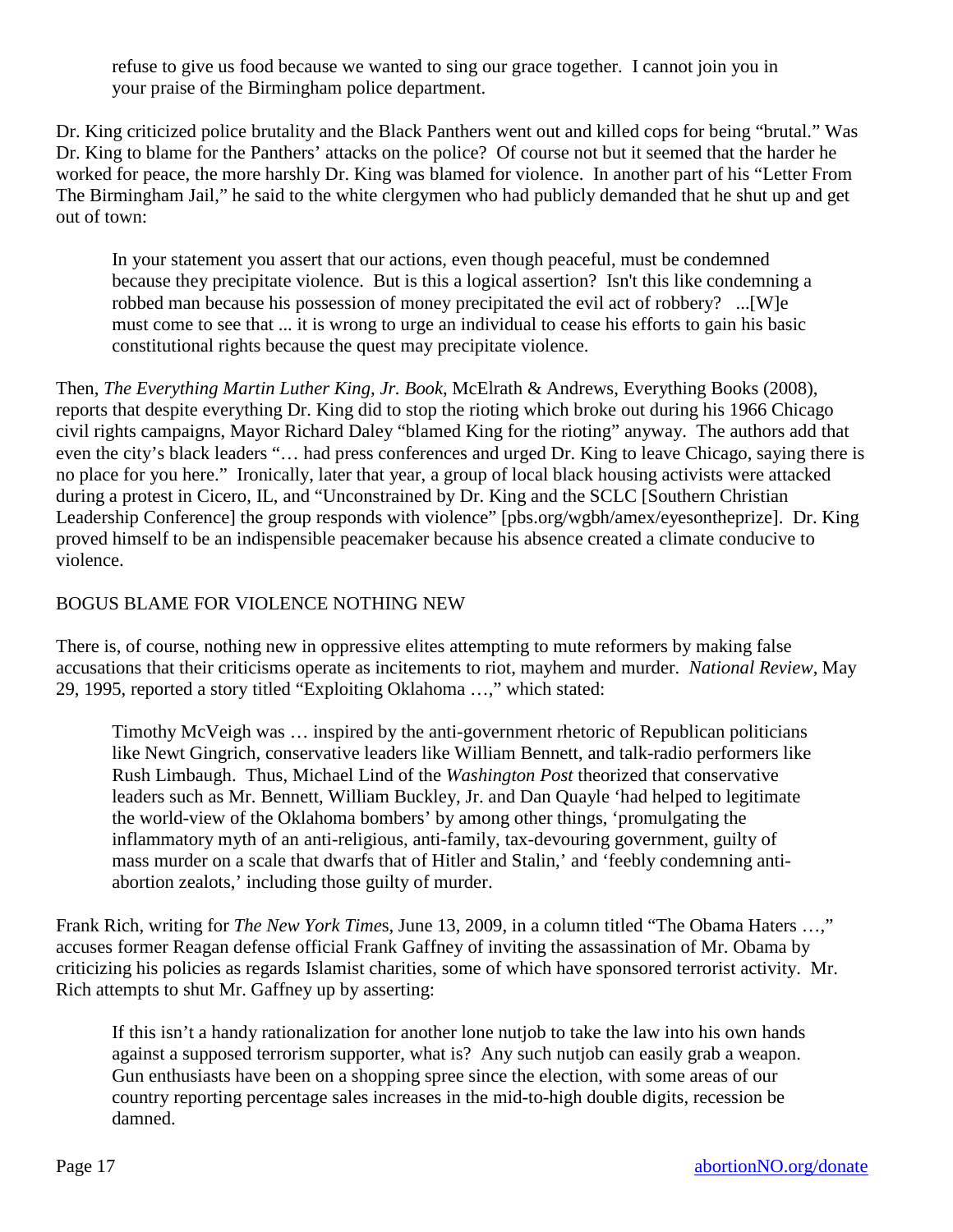> refuse to give us food because we wanted to sing our grace together. I cannot join you in your praise of the Birmingham police department.

Dr. King criticized police brutality and the Black Panthers went out and killed cops for being "brutal." Was Dr. King to blame for the Panthers' attacks on the police? Of course not but it seemed that the harder he worked for peace, the more harshly Dr. King was blamed for violence. In another part of his "Letter From The Birmingham Jail," he said to the white clergymen who had publicly demanded that he shut up and get out of town:

> In your statement you assert that our actions, even though peaceful, must be condemned because they precipitate violence. But is this a logical assertion? Isn't this like condemning a robbed man because his possession of money precipitated the evil act of robbery? ...[W]e must come to see that ... it is wrong to urge an individual to cease his efforts to gain his basic constitutional rights because the quest may precipitate violence.

Then, *The Everything Martin Luther King, Jr. Book*, McElrath & Andrews, Everything Books (2008), reports that despite everything Dr. King did to stop the rioting which broke out during his 1966 Chicago civil rights campaigns, Mayor Richard Daley "blamed King for the rioting" anyway. The authors add that even the city's black leaders "… had press conferences and urged Dr. King to leave Chicago, saying there is no place for you here." Ironically, later that year, a group of local black housing activists were attacked during a protest in Cicero, IL, and "Unconstrained by Dr. King and the SCLC [Southern Christian Leadership Conference] the group responds with violence" [pbs.org/wgbh/amex/eyesontheprize]. Dr. King proved himself to be an indispensible peacemaker because his absence created a climate conducive to violence.

## BOGUS BLAME FOR VIOLENCE NOTHING NEW

There is, of course, nothing new in oppressive elites attempting to mute reformers by making false accusations that their criticisms operate as incitements to riot, mayhem and murder. *National Review*, May 29, 1995, reported a story titled "Exploiting Oklahoma …," which stated:

> Timothy McVeigh was … inspired by the anti-government rhetoric of Republican politicians like Newt Gingrich, conservative leaders like William Bennett, and talk-radio performers like Rush Limbaugh. Thus, Michael Lind of the *Washington Post* theorized that conservative leaders such as Mr. Bennett, William Buckley, Jr. and Dan Quayle 'had helped to legitimate the world-view of the Oklahoma bombers' by among other things, 'promulgating the inflammatory myth of an anti-religious, anti-family, tax-devouring government, guilty of mass murder on a scale that dwarfs that of Hitler and Stalin,' and 'feebly condemning anti-abortion zealots,' including those guilty of murder.

Frank Rich, writing for *The New York Times*, June 13, 2009, in a column titled "The Obama Haters …," accuses former Reagan defense official Frank Gaffney of inviting the assassination of Mr. Obama by criticizing his policies as regards Islamist charities, some of which have sponsored terrorist activity. Mr. Rich attempts to shut Mr. Gaffney up by asserting:

> If this isn't a handy rationalization for another lone nutjob to take the law into his own hands against a supposed terrorism supporter, what is? Any such nutjob can easily grab a weapon. Gun enthusiasts have been on a shopping spree since the election, with some areas of our country reporting percentage sales increases in the mid-to-high double digits, recession be damned.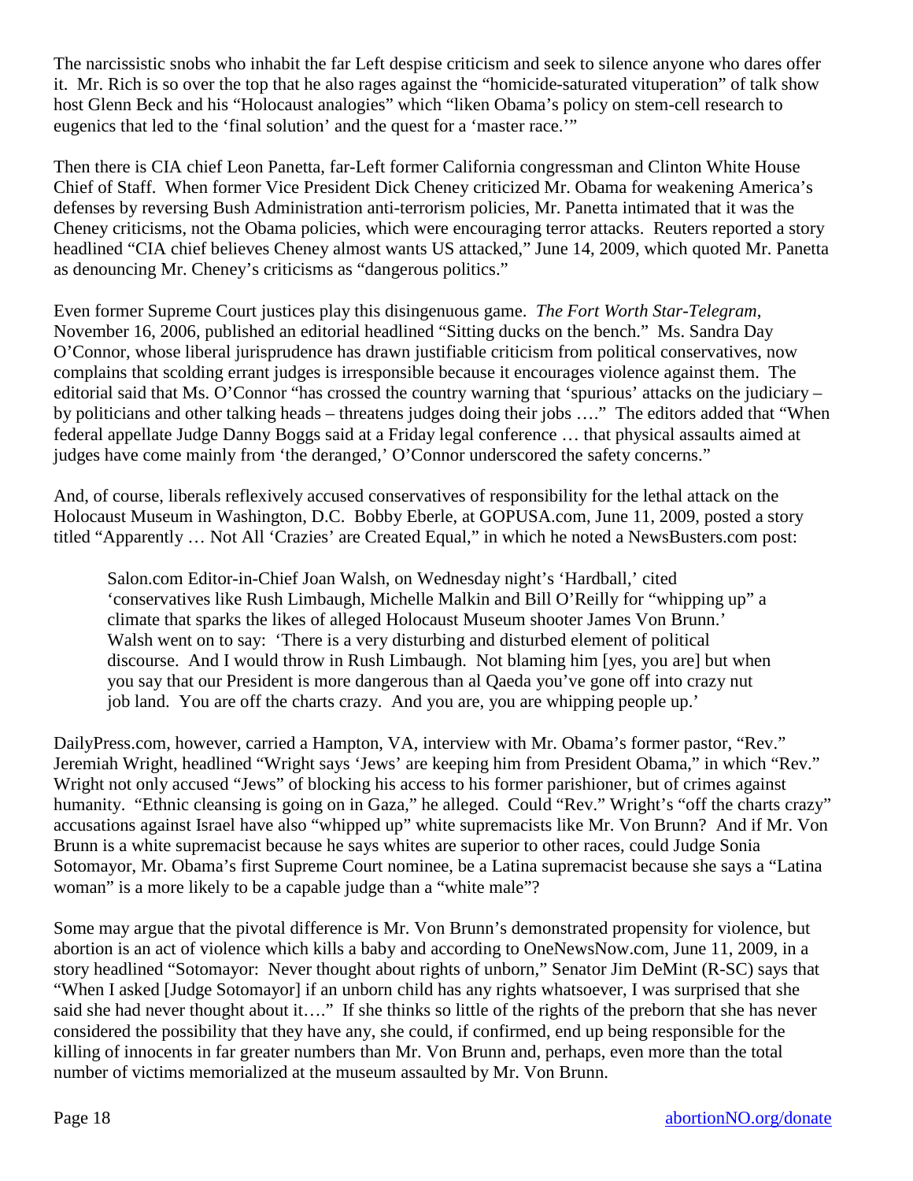The narcissistic snobs who inhabit the far Left despise criticism and seek to silence anyone who dares offer it. Mr. Rich is so over the top that he also rages against the "homicide-saturated vituperation" of talk show host Glenn Beck and his "Holocaust analogies" which "liken Obama's policy on stem-cell research to eugenics that led to the 'final solution' and the quest for a 'master race.'"

Then there is CIA chief Leon Panetta, far-Left former California congressman and Clinton White House Chief of Staff. When former Vice President Dick Cheney criticized Mr. Obama for weakening America's defenses by reversing Bush Administration anti-terrorism policies, Mr. Panetta intimated that it was the Cheney criticisms, not the Obama policies, which were encouraging terror attacks. Reuters reported a story headlined "CIA chief believes Cheney almost wants US attacked," June 14, 2009, which quoted Mr. Panetta as denouncing Mr. Cheney's criticisms as "dangerous politics."

Even former Supreme Court justices play this disingenuous game. *The Fort Worth Star-Telegram*, November 16, 2006, published an editorial headlined "Sitting ducks on the bench." Ms. Sandra Day O'Connor, whose liberal jurisprudence has drawn justifiable criticism from political conservatives, now complains that scolding errant judges is irresponsible because it encourages violence against them. The editorial said that Ms. O'Connor "has crossed the country warning that 'spurious' attacks on the judiciary – by politicians and other talking heads – threatens judges doing their jobs …." The editors added that "When federal appellate Judge Danny Boggs said at a Friday legal conference … that physical assaults aimed at judges have come mainly from 'the deranged,' O'Connor underscored the safety concerns."

And, of course, liberals reflexively accused conservatives of responsibility for the lethal attack on the Holocaust Museum in Washington, D.C. Bobby Eberle, at GOPUSA.com, June 11, 2009, posted a story titled "Apparently … Not All 'Crazies' are Created Equal," in which he noted a NewsBusters.com post:

> Salon.com Editor-in-Chief Joan Walsh, on Wednesday night's 'Hardball,' cited 'conservatives like Rush Limbaugh, Michelle Malkin and Bill O'Reilly for "whipping up" a climate that sparks the likes of alleged Holocaust Museum shooter James Von Brunn.' Walsh went on to say: 'There is a very disturbing and disturbed element of political discourse. And I would throw in Rush Limbaugh. Not blaming him [yes, you are] but when you say that our President is more dangerous than al Qaeda you've gone off into crazy nut job land. You are off the charts crazy. And you are, you are whipping people up.'

DailyPress.com, however, carried a Hampton, VA, interview with Mr. Obama's former pastor, "Rev." Jeremiah Wright, headlined "Wright says 'Jews' are keeping him from President Obama," in which "Rev." Wright not only accused "Jews" of blocking his access to his former parishioner, but of crimes against humanity. "Ethnic cleansing is going on in Gaza," he alleged. Could "Rev." Wright's "off the charts crazy" accusations against Israel have also "whipped up" white supremacists like Mr. Von Brunn? And if Mr. Von Brunn is a white supremacist because he says whites are superior to other races, could Judge Sonia Sotomayor, Mr. Obama's first Supreme Court nominee, be a Latina supremacist because she says a "Latina woman" is a more likely to be a capable judge than a "white male"?

Some may argue that the pivotal difference is Mr. Von Brunn's demonstrated propensity for violence, but abortion is an act of violence which kills a baby and according to OneNewsNow.com, June 11, 2009, in a story headlined "Sotomayor: Never thought about rights of unborn," Senator Jim DeMint (R-SC) says that "When I asked [Judge Sotomayor] if an unborn child has any rights whatsoever, I was surprised that she said she had never thought about it…." If she thinks so little of the rights of the preborn that she has never considered the possibility that they have any, she could, if confirmed, end up being responsible for the killing of innocents in far greater numbers than Mr. Von Brunn and, perhaps, even more than the total number of victims memorialized at the museum assaulted by Mr. Von Brunn.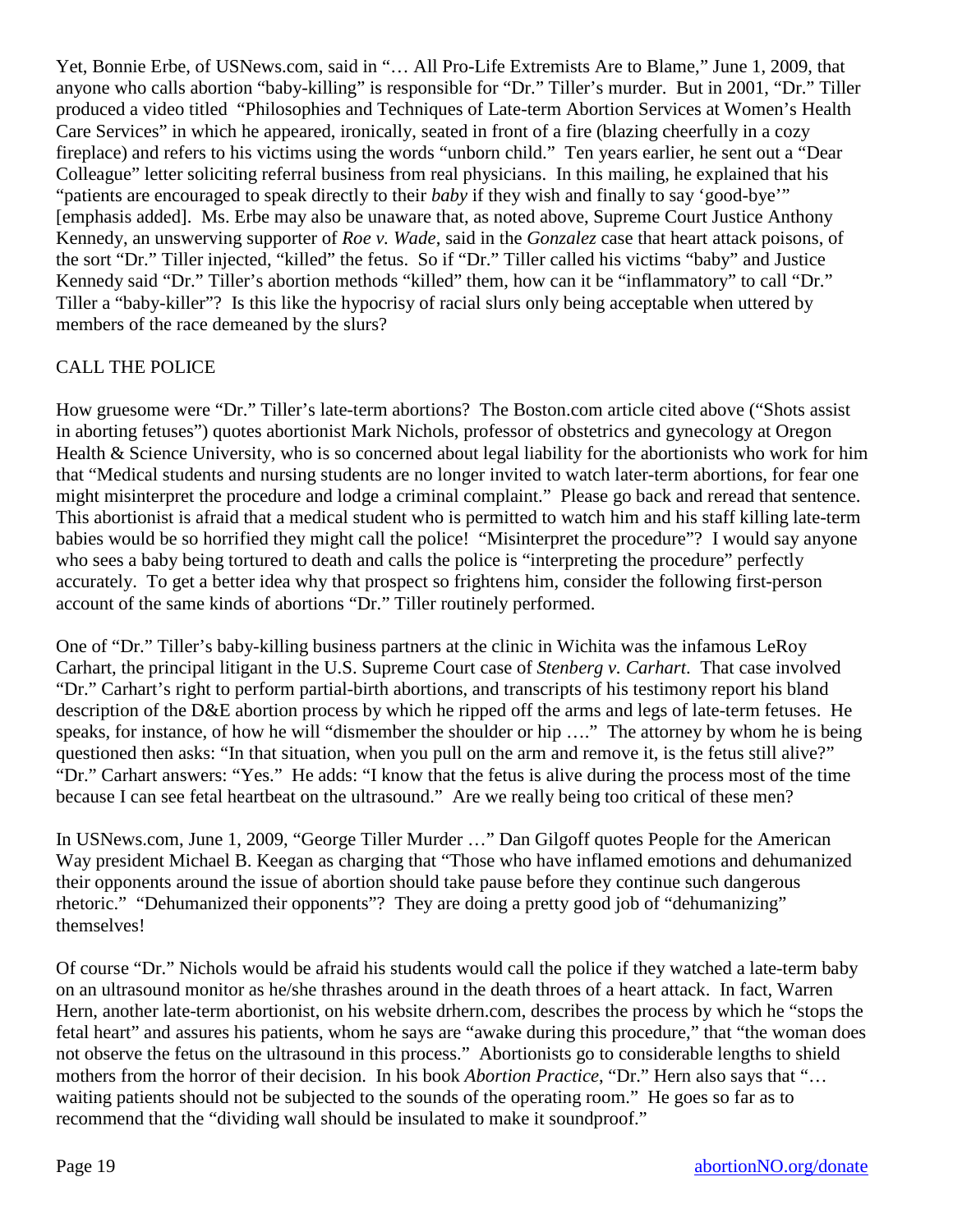Yet, Bonnie Erbe, of USNews.com, said in "… All Pro-Life Extremists Are to Blame," June 1, 2009, that anyone who calls abortion "baby-killing" is responsible for "Dr." Tiller's murder. But in 2001, "Dr." Tiller produced a video titled "Philosophies and Techniques of Late-term Abortion Services at Women's Health Care Services" in which he appeared, ironically, seated in front of a fire (blazing cheerfully in a cozy fireplace) and refers to his victims using the words "unborn child." Ten years earlier, he sent out a "Dear Colleague" letter soliciting referral business from real physicians. In this mailing, he explained that his "patients are encouraged to speak directly to their *baby* if they wish and finally to say 'good-bye'" [emphasis added]. Ms. Erbe may also be unaware that, as noted above, Supreme Court Justice Anthony Kennedy, an unswerving supporter of *Roe v. Wade*, said in the *Gonzalez* case that heart attack poisons, of the sort "Dr." Tiller injected, "killed" the fetus. So if "Dr." Tiller called his victims "baby" and Justice Kennedy said "Dr." Tiller's abortion methods "killed" them, how can it be "inflammatory" to call "Dr." Tiller a "baby-killer"? Is this like the hypocrisy of racial slurs only being acceptable when uttered by members of the race demeaned by the slurs?

## CALL THE POLICE

How gruesome were "Dr." Tiller's late-term abortions? The Boston.com article cited above ("Shots assist in aborting fetuses") quotes abortionist Mark Nichols, professor of obstetrics and gynecology at Oregon Health & Science University, who is so concerned about legal liability for the abortionists who work for him that "Medical students and nursing students are no longer invited to watch later-term abortions, for fear one might misinterpret the procedure and lodge a criminal complaint." Please go back and reread that sentence. This abortionist is afraid that a medical student who is permitted to watch him and his staff killing late-term babies would be so horrified they might call the police! "Misinterpret the procedure"? I would say anyone who sees a baby being tortured to death and calls the police is "interpreting the procedure" perfectly accurately. To get a better idea why that prospect so frightens him, consider the following first-person account of the same kinds of abortions "Dr." Tiller routinely performed.

One of "Dr." Tiller's baby-killing business partners at the clinic in Wichita was the infamous LeRoy Carhart, the principal litigant in the U.S. Supreme Court case of *Stenberg v. Carhart*. That case involved "Dr." Carhart's right to perform partial-birth abortions, and transcripts of his testimony report his bland description of the D&E abortion process by which he ripped off the arms and legs of late-term fetuses. He speaks, for instance, of how he will "dismember the shoulder or hip …." The attorney by whom he is being questioned then asks: "In that situation, when you pull on the arm and remove it, is the fetus still alive?" "Dr." Carhart answers: "Yes." He adds: "I know that the fetus is alive during the process most of the time because I can see fetal heartbeat on the ultrasound." Are we really being too critical of these men?

In USNews.com, June 1, 2009, "George Tiller Murder …" Dan Gilgoff quotes People for the American Way president Michael B. Keegan as charging that "Those who have inflamed emotions and dehumanized their opponents around the issue of abortion should take pause before they continue such dangerous rhetoric." "Dehumanized their opponents"? They are doing a pretty good job of "dehumanizing" themselves!

Of course "Dr." Nichols would be afraid his students would call the police if they watched a late-term baby on an ultrasound monitor as he/she thrashes around in the death throes of a heart attack. In fact, Warren Hern, another late-term abortionist, on his website drhern.com, describes the process by which he "stops the fetal heart" and assures his patients, whom he says are "awake during this procedure," that "the woman does not observe the fetus on the ultrasound in this process." Abortionists go to considerable lengths to shield mothers from the horror of their decision. In his book *Abortion Practice*, "Dr." Hern also says that "… waiting patients should not be subjected to the sounds of the operating room." He goes so far as to recommend that the "dividing wall should be insulated to make it soundproof."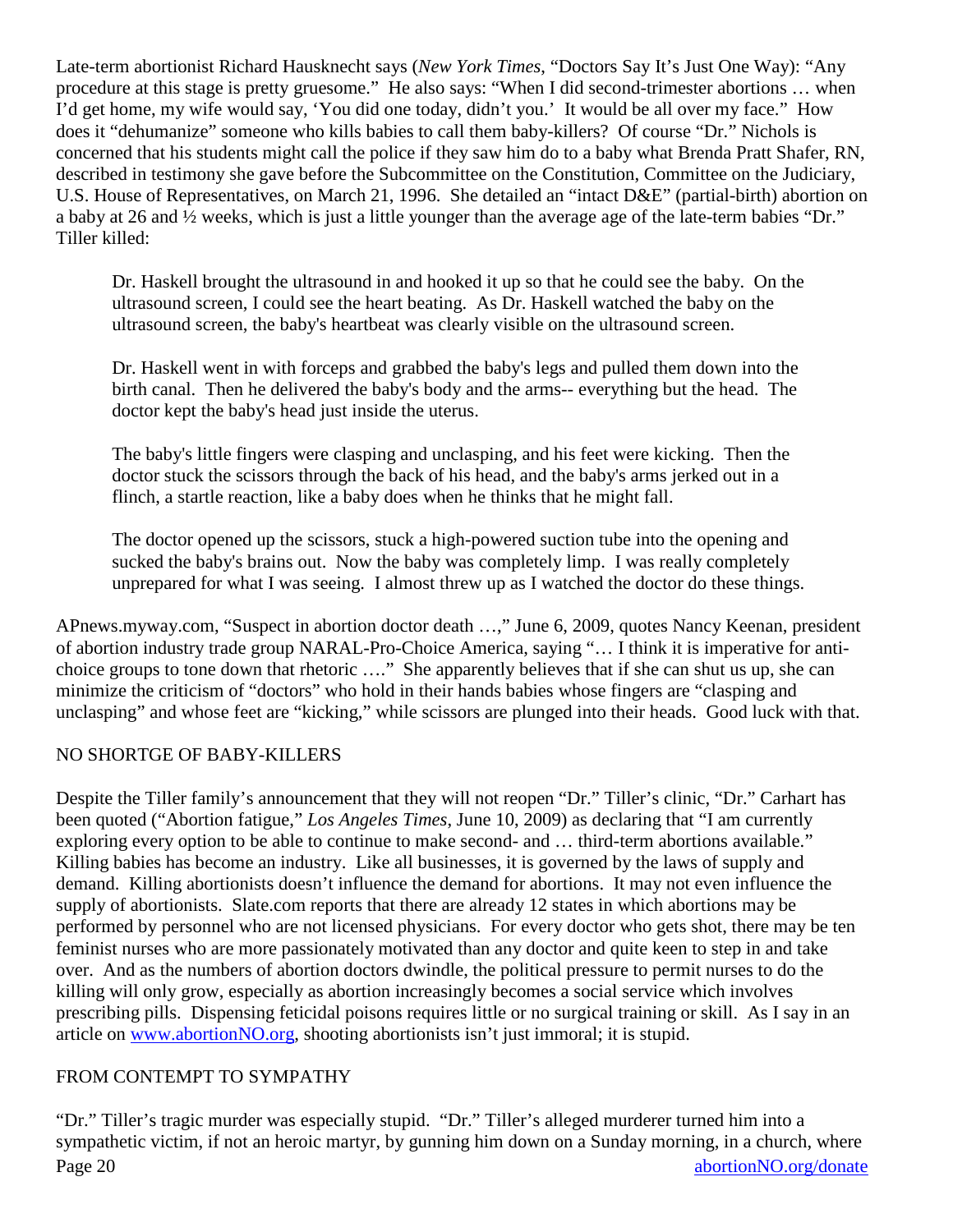Late-term abortionist Richard Hausknecht says (*New York Times*, "Doctors Say It's Just One Way): "Any procedure at this stage is pretty gruesome." He also says: "When I did second-trimester abortions … when I'd get home, my wife would say, 'You did one today, didn't you.' It would be all over my face." How does it "dehumanize" someone who kills babies to call them baby-killers? Of course "Dr." Nichols is concerned that his students might call the police if they saw him do to a baby what Brenda Pratt Shafer, RN, described in testimony she gave before the Subcommittee on the Constitution, Committee on the Judiciary, U.S. House of Representatives, on March 21, 1996. She detailed an "intact D&E" (partial-birth) abortion on a baby at 26 and ½ weeks, which is just a little younger than the average age of the late-term babies "Dr." Tiller killed:

> Dr. Haskell brought the ultrasound in and hooked it up so that he could see the baby. On the ultrasound screen, I could see the heart beating. As Dr. Haskell watched the baby on the ultrasound screen, the baby's heartbeat was clearly visible on the ultrasound screen.
>
> Dr. Haskell went in with forceps and grabbed the baby's legs and pulled them down into the birth canal. Then he delivered the baby's body and the arms-- everything but the head. The doctor kept the baby's head just inside the uterus.
>
> The baby's little fingers were clasping and unclasping, and his feet were kicking. Then the doctor stuck the scissors through the back of his head, and the baby's arms jerked out in a flinch, a startle reaction, like a baby does when he thinks that he might fall.
>
> The doctor opened up the scissors, stuck a high-powered suction tube into the opening and sucked the baby's brains out. Now the baby was completely limp. I was really completely unprepared for what I was seeing. I almost threw up as I watched the doctor do these things.

APnews.myway.com, "Suspect in abortion doctor death …," June 6, 2009, quotes Nancy Keenan, president of abortion industry trade group NARAL-Pro-Choice America, saying "… I think it is imperative for anti-choice groups to tone down that rhetoric …." She apparently believes that if she can shut us up, she can minimize the criticism of "doctors" who hold in their hands babies whose fingers are "clasping and unclasping" and whose feet are "kicking," while scissors are plunged into their heads. Good luck with that.

## NO SHORTGE OF BABY-KILLERS

Despite the Tiller family's announcement that they will not reopen "Dr." Tiller's clinic, "Dr." Carhart has been quoted ("Abortion fatigue," *Los Angeles Times*, June 10, 2009) as declaring that "I am currently exploring every option to be able to continue to make second- and … third-term abortions available." Killing babies has become an industry. Like all businesses, it is governed by the laws of supply and demand. Killing abortionists doesn't influence the demand for abortions. It may not even influence the supply of abortionists. Slate.com reports that there are already 12 states in which abortions may be performed by personnel who are not licensed physicians. For every doctor who gets shot, there may be ten feminist nurses who are more passionately motivated than any doctor and quite keen to step in and take over. And as the numbers of abortion doctors dwindle, the political pressure to permit nurses to do the killing will only grow, especially as abortion increasingly becomes a social service which involves prescribing pills. Dispensing feticidal poisons requires little or no surgical training or skill. As I say in an article on www.abortionNO.org, shooting abortionists isn't just immoral; it is stupid.

## FROM CONTEMPT TO SYMPATHY

"Dr." Tiller's tragic murder was especially stupid. "Dr." Tiller's alleged murderer turned him into a sympathetic victim, if not an heroic martyr, by gunning him down on a Sunday morning, in a church, where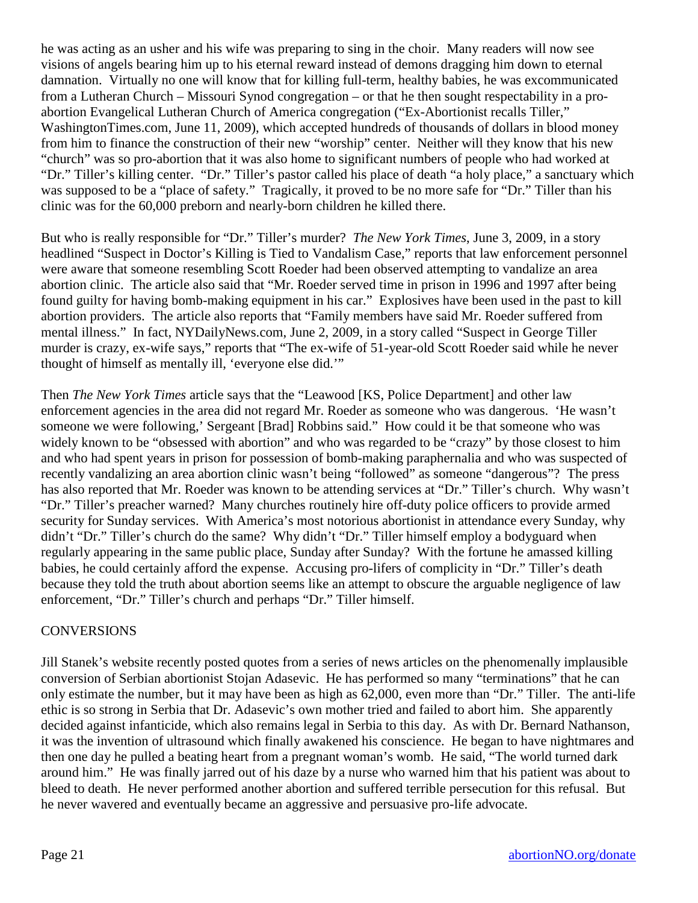he was acting as an usher and his wife was preparing to sing in the choir. Many readers will now see visions of angels bearing him up to his eternal reward instead of demons dragging him down to eternal damnation. Virtually no one will know that for killing full-term, healthy babies, he was excommunicated from a Lutheran Church – Missouri Synod congregation – or that he then sought respectability in a pro-abortion Evangelical Lutheran Church of America congregation ("Ex-Abortionist recalls Tiller," WashingtonTimes.com, June 11, 2009), which accepted hundreds of thousands of dollars in blood money from him to finance the construction of their new "worship" center. Neither will they know that his new "church" was so pro-abortion that it was also home to significant numbers of people who had worked at "Dr." Tiller's killing center. "Dr." Tiller's pastor called his place of death "a holy place," a sanctuary which was supposed to be a "place of safety." Tragically, it proved to be no more safe for "Dr." Tiller than his clinic was for the 60,000 preborn and nearly-born children he killed there.

But who is really responsible for "Dr." Tiller's murder? *The New York Times*, June 3, 2009, in a story headlined "Suspect in Doctor's Killing is Tied to Vandalism Case," reports that law enforcement personnel were aware that someone resembling Scott Roeder had been observed attempting to vandalize an area abortion clinic. The article also said that "Mr. Roeder served time in prison in 1996 and 1997 after being found guilty for having bomb-making equipment in his car." Explosives have been used in the past to kill abortion providers. The article also reports that "Family members have said Mr. Roeder suffered from mental illness." In fact, NYDailyNews.com, June 2, 2009, in a story called "Suspect in George Tiller murder is crazy, ex-wife says," reports that "The ex-wife of 51-year-old Scott Roeder said while he never thought of himself as mentally ill, 'everyone else did.'"

Then *The New York Times* article says that the "Leawood [KS, Police Department] and other law enforcement agencies in the area did not regard Mr. Roeder as someone who was dangerous. 'He wasn't someone we were following,' Sergeant [Brad] Robbins said." How could it be that someone who was widely known to be "obsessed with abortion" and who was regarded to be "crazy" by those closest to him and who had spent years in prison for possession of bomb-making paraphernalia and who was suspected of recently vandalizing an area abortion clinic wasn't being "followed" as someone "dangerous"? The press has also reported that Mr. Roeder was known to be attending services at "Dr." Tiller's church. Why wasn't "Dr." Tiller's preacher warned? Many churches routinely hire off-duty police officers to provide armed security for Sunday services. With America's most notorious abortionist in attendance every Sunday, why didn't "Dr." Tiller's church do the same? Why didn't "Dr." Tiller himself employ a bodyguard when regularly appearing in the same public place, Sunday after Sunday? With the fortune he amassed killing babies, he could certainly afford the expense. Accusing pro-lifers of complicity in "Dr." Tiller's death because they told the truth about abortion seems like an attempt to obscure the arguable negligence of law enforcement, "Dr." Tiller's church and perhaps "Dr." Tiller himself.

## CONVERSIONS

Jill Stanek's website recently posted quotes from a series of news articles on the phenomenally implausible conversion of Serbian abortionist Stojan Adasevic. He has performed so many "terminations" that he can only estimate the number, but it may have been as high as 62,000, even more than "Dr." Tiller. The anti-life ethic is so strong in Serbia that Dr. Adasevic's own mother tried and failed to abort him. She apparently decided against infanticide, which also remains legal in Serbia to this day. As with Dr. Bernard Nathanson, it was the invention of ultrasound which finally awakened his conscience. He began to have nightmares and then one day he pulled a beating heart from a pregnant woman's womb. He said, "The world turned dark around him." He was finally jarred out of his daze by a nurse who warned him that his patient was about to bleed to death. He never performed another abortion and suffered terrible persecution for this refusal. But he never wavered and eventually became an aggressive and persuasive pro-life advocate.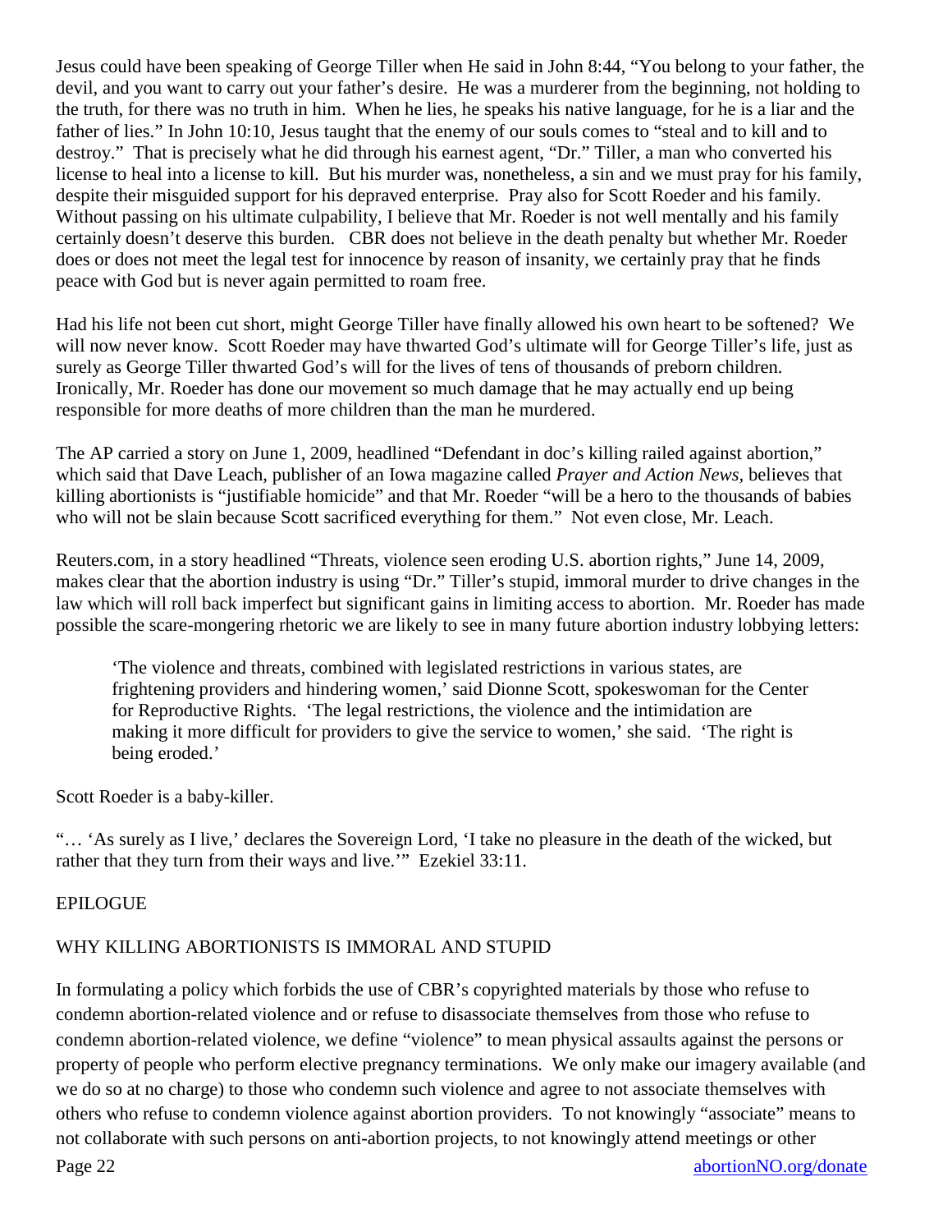Jesus could have been speaking of George Tiller when He said in John 8:44, "You belong to your father, the devil, and you want to carry out your father's desire. He was a murderer from the beginning, not holding to the truth, for there was no truth in him. When he lies, he speaks his native language, for he is a liar and the father of lies." In John 10:10, Jesus taught that the enemy of our souls comes to "steal and to kill and to destroy." That is precisely what he did through his earnest agent, "Dr." Tiller, a man who converted his license to heal into a license to kill. But his murder was, nonetheless, a sin and we must pray for his family, despite their misguided support for his depraved enterprise. Pray also for Scott Roeder and his family. Without passing on his ultimate culpability, I believe that Mr. Roeder is not well mentally and his family certainly doesn't deserve this burden. CBR does not believe in the death penalty but whether Mr. Roeder does or does not meet the legal test for innocence by reason of insanity, we certainly pray that he finds peace with God but is never again permitted to roam free.

Had his life not been cut short, might George Tiller have finally allowed his own heart to be softened? We will now never know. Scott Roeder may have thwarted God's ultimate will for George Tiller's life, just as surely as George Tiller thwarted God's will for the lives of tens of thousands of preborn children. Ironically, Mr. Roeder has done our movement so much damage that he may actually end up being responsible for more deaths of more children than the man he murdered.

The AP carried a story on June 1, 2009, headlined "Defendant in doc's killing railed against abortion," which said that Dave Leach, publisher of an Iowa magazine called *Prayer and Action News*, believes that killing abortionists is "justifiable homicide" and that Mr. Roeder "will be a hero to the thousands of babies who will not be slain because Scott sacrificed everything for them." Not even close, Mr. Leach.

Reuters.com, in a story headlined "Threats, violence seen eroding U.S. abortion rights," June 14, 2009, makes clear that the abortion industry is using "Dr." Tiller's stupid, immoral murder to drive changes in the law which will roll back imperfect but significant gains in limiting access to abortion. Mr. Roeder has made possible the scare-mongering rhetoric we are likely to see in many future abortion industry lobbying letters:

> 'The violence and threats, combined with legislated restrictions in various states, are frightening providers and hindering women,' said Dionne Scott, spokeswoman for the Center for Reproductive Rights. 'The legal restrictions, the violence and the intimidation are making it more difficult for providers to give the service to women,' she said. 'The right is being eroded.'

Scott Roeder is a baby-killer.

"… 'As surely as I live,' declares the Sovereign Lord, 'I take no pleasure in the death of the wicked, but rather that they turn from their ways and live.'" Ezekiel 33:11.

## EPILOGUE

## WHY KILLING ABORTIONISTS IS IMMORAL AND STUPID

In formulating a policy which forbids the use of CBR's copyrighted materials by those who refuse to condemn abortion-related violence and or refuse to disassociate themselves from those who refuse to condemn abortion-related violence, we define "violence" to mean physical assaults against the persons or property of people who perform elective pregnancy terminations. We only make our imagery available (and we do so at no charge) to those who condemn such violence and agree to not associate themselves with others who refuse to condemn violence against abortion providers. To not knowingly "associate" means to not collaborate with such persons on anti-abortion projects, to not knowingly attend meetings or other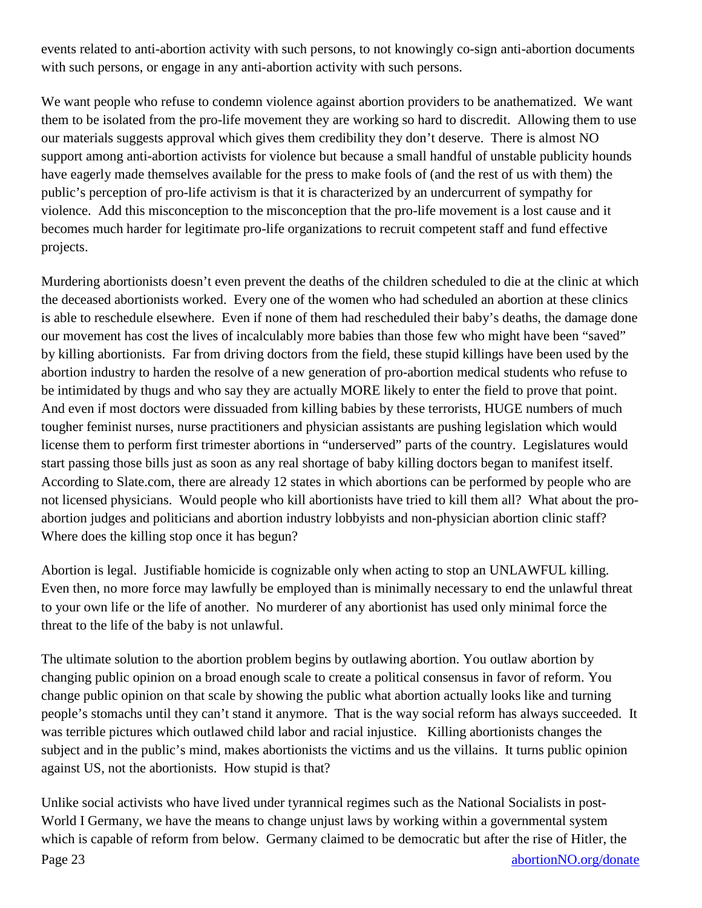events related to anti-abortion activity with such persons, to not knowingly co-sign anti-abortion documents with such persons, or engage in any anti-abortion activity with such persons.

We want people who refuse to condemn violence against abortion providers to be anathematized. We want them to be isolated from the pro-life movement they are working so hard to discredit. Allowing them to use our materials suggests approval which gives them credibility they don't deserve. There is almost NO support among anti-abortion activists for violence but because a small handful of unstable publicity hounds have eagerly made themselves available for the press to make fools of (and the rest of us with them) the public's perception of pro-life activism is that it is characterized by an undercurrent of sympathy for violence. Add this misconception to the misconception that the pro-life movement is a lost cause and it becomes much harder for legitimate pro-life organizations to recruit competent staff and fund effective projects.

Murdering abortionists doesn't even prevent the deaths of the children scheduled to die at the clinic at which the deceased abortionists worked. Every one of the women who had scheduled an abortion at these clinics is able to reschedule elsewhere. Even if none of them had rescheduled their baby's deaths, the damage done our movement has cost the lives of incalculably more babies than those few who might have been "saved" by killing abortionists. Far from driving doctors from the field, these stupid killings have been used by the abortion industry to harden the resolve of a new generation of pro-abortion medical students who refuse to be intimidated by thugs and who say they are actually MORE likely to enter the field to prove that point. And even if most doctors were dissuaded from killing babies by these terrorists, HUGE numbers of much tougher feminist nurses, nurse practitioners and physician assistants are pushing legislation which would license them to perform first trimester abortions in "underserved" parts of the country. Legislatures would start passing those bills just as soon as any real shortage of baby killing doctors began to manifest itself. According to Slate.com, there are already 12 states in which abortions can be performed by people who are not licensed physicians. Would people who kill abortionists have tried to kill them all? What about the pro-abortion judges and politicians and abortion industry lobbyists and non-physician abortion clinic staff? Where does the killing stop once it has begun?

Abortion is legal. Justifiable homicide is cognizable only when acting to stop an UNLAWFUL killing. Even then, no more force may lawfully be employed than is minimally necessary to end the unlawful threat to your own life or the life of another. No murderer of any abortionist has used only minimal force the threat to the life of the baby is not unlawful.

The ultimate solution to the abortion problem begins by outlawing abortion. You outlaw abortion by changing public opinion on a broad enough scale to create a political consensus in favor of reform. You change public opinion on that scale by showing the public what abortion actually looks like and turning people's stomachs until they can't stand it anymore. That is the way social reform has always succeeded. It was terrible pictures which outlawed child labor and racial injustice. Killing abortionists changes the subject and in the public's mind, makes abortionists the victims and us the villains. It turns public opinion against US, not the abortionists. How stupid is that?

Unlike social activists who have lived under tyrannical regimes such as the National Socialists in post-World I Germany, we have the means to change unjust laws by working within a governmental system which is capable of reform from below. Germany claimed to be democratic but after the rise of Hitler, the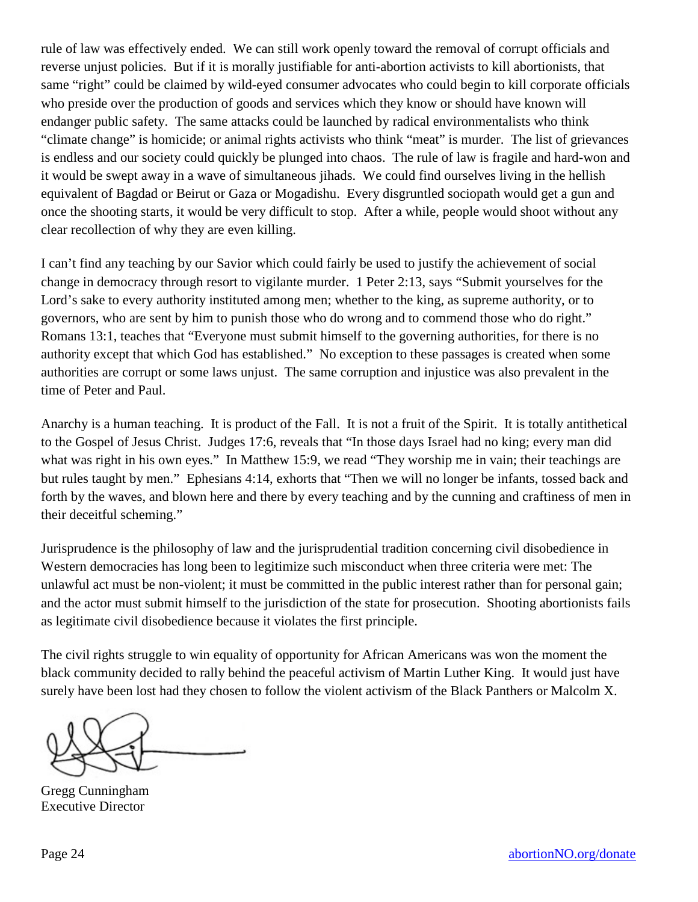rule of law was effectively ended. We can still work openly toward the removal of corrupt officials and reverse unjust policies. But if it is morally justifiable for anti-abortion activists to kill abortionists, that same "right" could be claimed by wild-eyed consumer advocates who could begin to kill corporate officials who preside over the production of goods and services which they know or should have known will endanger public safety. The same attacks could be launched by radical environmentalists who think "climate change" is homicide; or animal rights activists who think "meat" is murder. The list of grievances is endless and our society could quickly be plunged into chaos. The rule of law is fragile and hard-won and it would be swept away in a wave of simultaneous jihads. We could find ourselves living in the hellish equivalent of Bagdad or Beirut or Gaza or Mogadishu. Every disgruntled sociopath would get a gun and once the shooting starts, it would be very difficult to stop. After a while, people would shoot without any clear recollection of why they are even killing.

I can't find any teaching by our Savior which could fairly be used to justify the achievement of social change in democracy through resort to vigilante murder. 1 Peter 2:13, says "Submit yourselves for the Lord's sake to every authority instituted among men; whether to the king, as supreme authority, or to governors, who are sent by him to punish those who do wrong and to commend those who do right." Romans 13:1, teaches that "Everyone must submit himself to the governing authorities, for there is no authority except that which God has established." No exception to these passages is created when some authorities are corrupt or some laws unjust. The same corruption and injustice was also prevalent in the time of Peter and Paul.

Anarchy is a human teaching. It is product of the Fall. It is not a fruit of the Spirit. It is totally antithetical to the Gospel of Jesus Christ. Judges 17:6, reveals that "In those days Israel had no king; every man did what was right in his own eyes." In Matthew 15:9, we read "They worship me in vain; their teachings are but rules taught by men." Ephesians 4:14, exhorts that "Then we will no longer be infants, tossed back and forth by the waves, and blown here and there by every teaching and by the cunning and craftiness of men in their deceitful scheming."

Jurisprudence is the philosophy of law and the jurisprudential tradition concerning civil disobedience in Western democracies has long been to legitimize such misconduct when three criteria were met: The unlawful act must be non-violent; it must be committed in the public interest rather than for personal gain; and the actor must submit himself to the jurisdiction of the state for prosecution. Shooting abortionists fails as legitimate civil disobedience because it violates the first principle.

The civil rights struggle to win equality of opportunity for African Americans was won the moment the black community decided to rally behind the peaceful activism of Martin Luther King. It would just have surely have been lost had they chosen to follow the violent activism of the Black Panthers or Malcolm X.

Gregg Cunningham
Executive Director

abortionNO.org/donate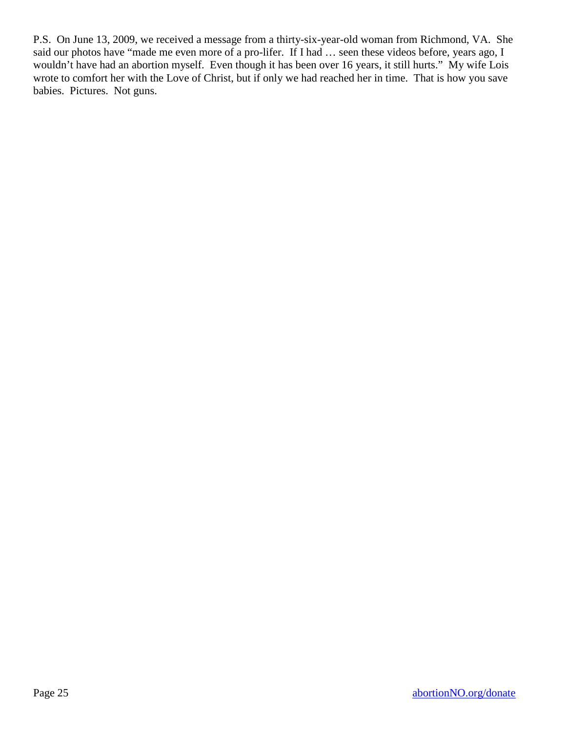P.S. On June 13, 2009, we received a message from a thirty-six-year-old woman from Richmond, VA. She said our photos have "made me even more of a pro-lifer. If I had … seen these videos before, years ago, I wouldn't have had an abortion myself. Even though it has been over 16 years, it still hurts." My wife Lois wrote to comfort her with the Love of Christ, but if only we had reached her in time. That is how you save babies. Pictures. Not guns.

abortionNO.org/donate